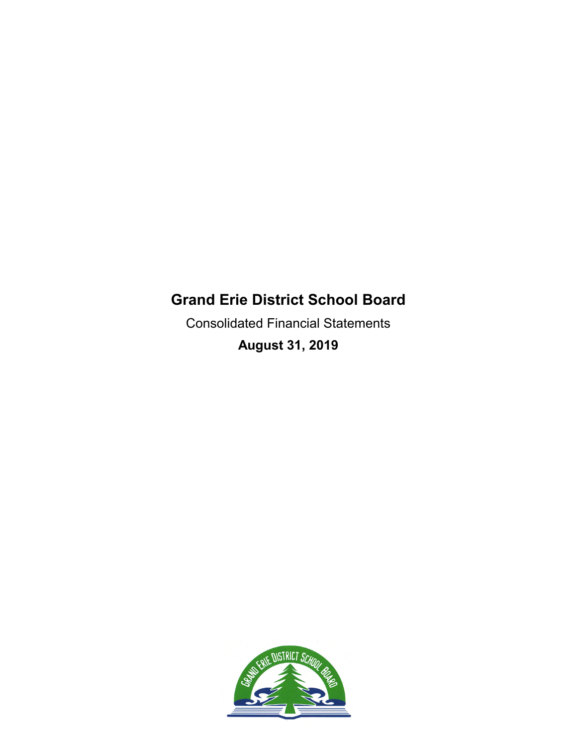# Grand Erie District School Board

Consolidated Financial Statements

**August 31, 2019**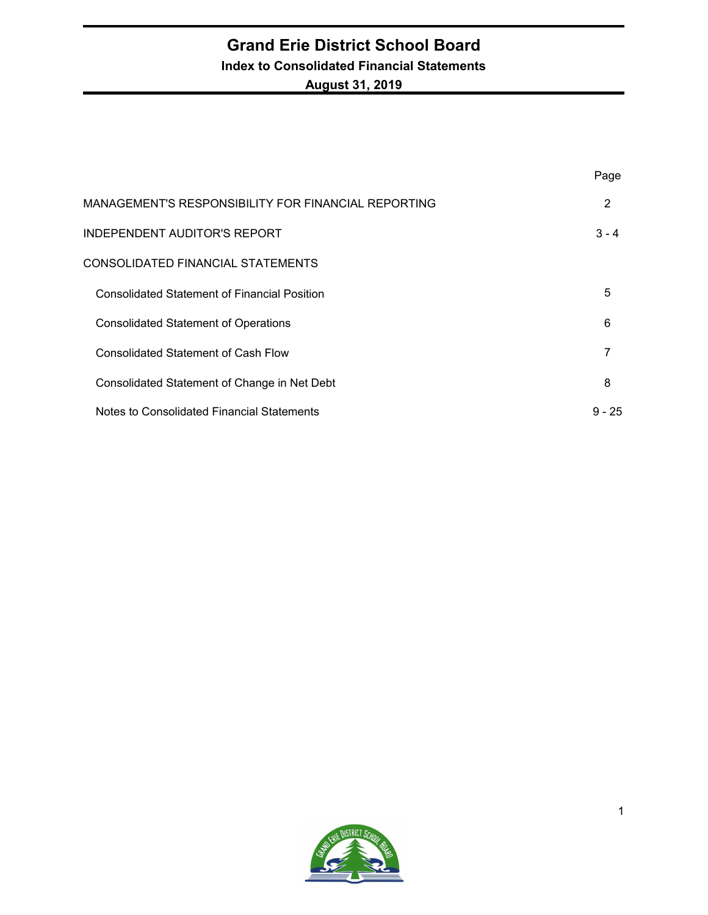# Grand Erie District School Board

## Index to Consolidated Financial Statements

**August 31, 2019**

| | Page |
|---|---|
| MANAGEMENT'S RESPONSIBILITY FOR FINANCIAL REPORTING | 2 |
| INDEPENDENT AUDITOR'S REPORT | 3 - 4 |
| CONSOLIDATED FINANCIAL STATEMENTS | |
| Consolidated Statement of Financial Position | 5 |
| Consolidated Statement of Operations | 6 |
| Consolidated Statement of Cash Flow | 7 |
| Consolidated Statement of Change in Net Debt | 8 |
| Notes to Consolidated Financial Statements | 9 - 25 |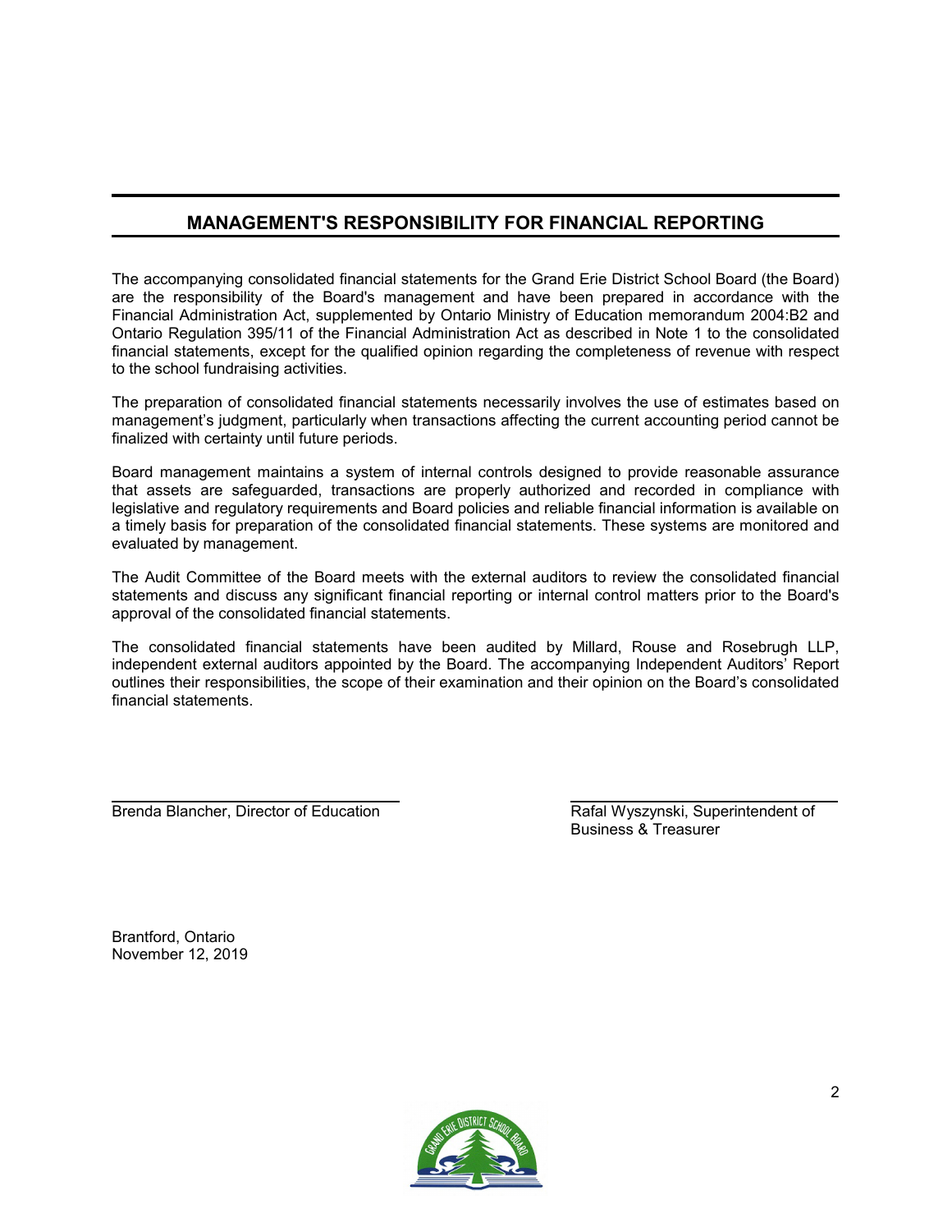# MANAGEMENT'S RESPONSIBILITY FOR FINANCIAL REPORTING

The accompanying consolidated financial statements for the Grand Erie District School Board (the Board) are the responsibility of the Board's management and have been prepared in accordance with the Financial Administration Act, supplemented by Ontario Ministry of Education memorandum 2004:B2 and Ontario Regulation 395/11 of the Financial Administration Act as described in Note 1 to the consolidated financial statements, except for the qualified opinion regarding the completeness of revenue with respect to the school fundraising activities.

The preparation of consolidated financial statements necessarily involves the use of estimates based on management's judgment, particularly when transactions affecting the current accounting period cannot be finalized with certainty until future periods.

Board management maintains a system of internal controls designed to provide reasonable assurance that assets are safeguarded, transactions are properly authorized and recorded in compliance with legislative and regulatory requirements and Board policies and reliable financial information is available on a timely basis for preparation of the consolidated financial statements. These systems are monitored and evaluated by management.

The Audit Committee of the Board meets with the external auditors to review the consolidated financial statements and discuss any significant financial reporting or internal control matters prior to the Board's approval of the consolidated financial statements.

The consolidated financial statements have been audited by Millard, Rouse and Rosebrugh LLP, independent external auditors appointed by the Board. The accompanying Independent Auditors' Report outlines their responsibilities, the scope of their examination and their opinion on the Board's consolidated financial statements.

Brenda Blancher, Director of Education

Rafal Wyszynski, Superintendent of Business & Treasurer

Brantford, Ontario
November 12, 2019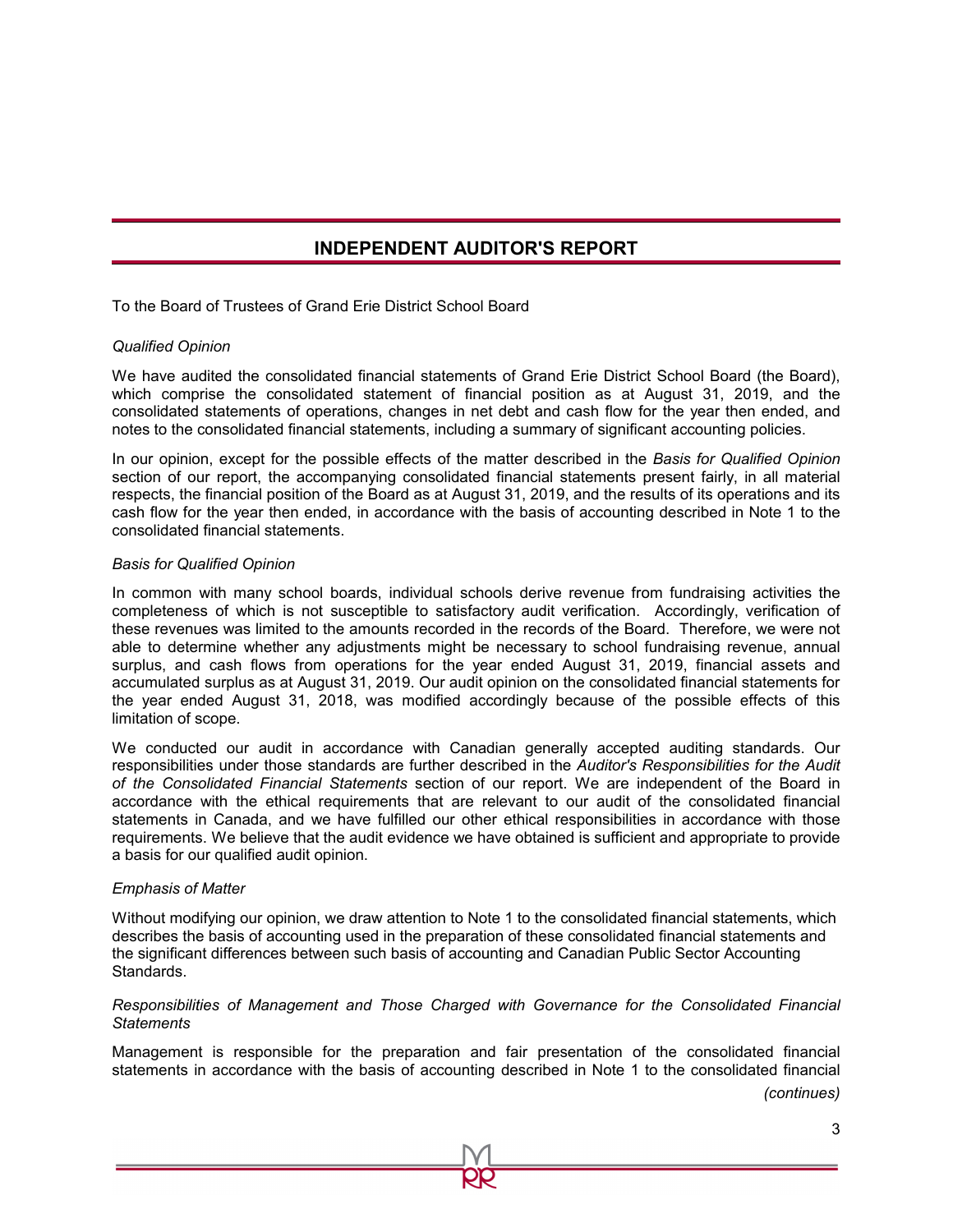# INDEPENDENT AUDITOR'S REPORT

To the Board of Trustees of Grand Erie District School Board

*Qualified Opinion*

We have audited the consolidated financial statements of Grand Erie District School Board (the Board), which comprise the consolidated statement of financial position as at August 31, 2019, and the consolidated statements of operations, changes in net debt and cash flow for the year then ended, and notes to the consolidated financial statements, including a summary of significant accounting policies.

In our opinion, except for the possible effects of the matter described in the *Basis for Qualified Opinion* section of our report, the accompanying consolidated financial statements present fairly, in all material respects, the financial position of the Board as at August 31, 2019, and the results of its operations and its cash flow for the year then ended, in accordance with the basis of accounting described in Note 1 to the consolidated financial statements.

*Basis for Qualified Opinion*

In common with many school boards, individual schools derive revenue from fundraising activities the completeness of which is not susceptible to satisfactory audit verification. Accordingly, verification of these revenues was limited to the amounts recorded in the records of the Board. Therefore, we were not able to determine whether any adjustments might be necessary to school fundraising revenue, annual surplus, and cash flows from operations for the year ended August 31, 2019, financial assets and accumulated surplus as at August 31, 2019. Our audit opinion on the consolidated financial statements for the year ended August 31, 2018, was modified accordingly because of the possible effects of this limitation of scope.

We conducted our audit in accordance with Canadian generally accepted auditing standards. Our responsibilities under those standards are further described in the *Auditor's Responsibilities for the Audit of the Consolidated Financial Statements* section of our report. We are independent of the Board in accordance with the ethical requirements that are relevant to our audit of the consolidated financial statements in Canada, and we have fulfilled our other ethical responsibilities in accordance with those requirements. We believe that the audit evidence we have obtained is sufficient and appropriate to provide a basis for our qualified audit opinion.

*Emphasis of Matter*

Without modifying our opinion, we draw attention to Note 1 to the consolidated financial statements, which describes the basis of accounting used in the preparation of these consolidated financial statements and the significant differences between such basis of accounting and Canadian Public Sector Accounting Standards.

*Responsibilities of Management and Those Charged with Governance for the Consolidated Financial Statements*

Management is responsible for the preparation and fair presentation of the consolidated financial statements in accordance with the basis of accounting described in Note 1 to the consolidated financial

*(continues)*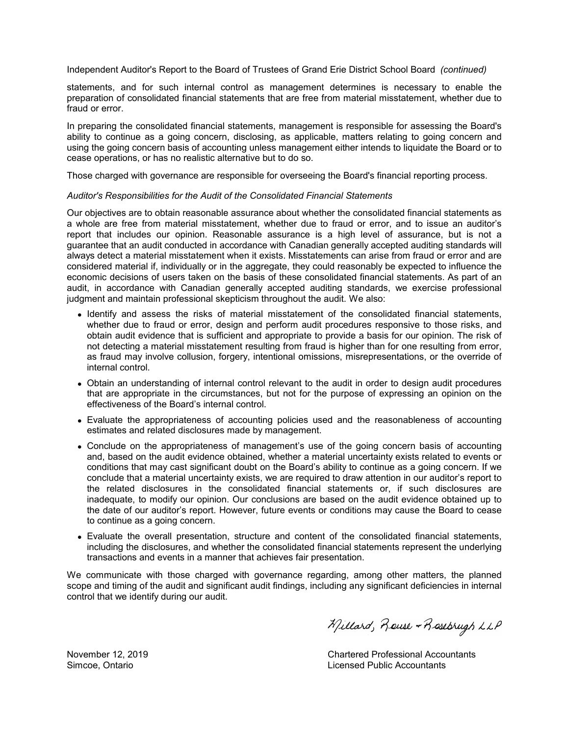Independent Auditor's Report to the Board of Trustees of Grand Erie District School Board *(continued)*

statements, and for such internal control as management determines is necessary to enable the preparation of consolidated financial statements that are free from material misstatement, whether due to fraud or error.

In preparing the consolidated financial statements, management is responsible for assessing the Board's ability to continue as a going concern, disclosing, as applicable, matters relating to going concern and using the going concern basis of accounting unless management either intends to liquidate the Board or to cease operations, or has no realistic alternative but to do so.

Those charged with governance are responsible for overseeing the Board's financial reporting process.

*Auditor's Responsibilities for the Audit of the Consolidated Financial Statements*

Our objectives are to obtain reasonable assurance about whether the consolidated financial statements as a whole are free from material misstatement, whether due to fraud or error, and to issue an auditor's report that includes our opinion. Reasonable assurance is a high level of assurance, but is not a guarantee that an audit conducted in accordance with Canadian generally accepted auditing standards will always detect a material misstatement when it exists. Misstatements can arise from fraud or error and are considered material if, individually or in the aggregate, they could reasonably be expected to influence the economic decisions of users taken on the basis of these consolidated financial statements. As part of an audit, in accordance with Canadian generally accepted auditing standards, we exercise professional judgment and maintain professional skepticism throughout the audit. We also:

- Identify and assess the risks of material misstatement of the consolidated financial statements, whether due to fraud or error, design and perform audit procedures responsive to those risks, and obtain audit evidence that is sufficient and appropriate to provide a basis for our opinion. The risk of not detecting a material misstatement resulting from fraud is higher than for one resulting from error, as fraud may involve collusion, forgery, intentional omissions, misrepresentations, or the override of internal control.
- Obtain an understanding of internal control relevant to the audit in order to design audit procedures that are appropriate in the circumstances, but not for the purpose of expressing an opinion on the effectiveness of the Board's internal control.
- Evaluate the appropriateness of accounting policies used and the reasonableness of accounting estimates and related disclosures made by management.
- Conclude on the appropriateness of management's use of the going concern basis of accounting and, based on the audit evidence obtained, whether a material uncertainty exists related to events or conditions that may cast significant doubt on the Board's ability to continue as a going concern. If we conclude that a material uncertainty exists, we are required to draw attention in our auditor's report to the related disclosures in the consolidated financial statements or, if such disclosures are inadequate, to modify our opinion. Our conclusions are based on the audit evidence obtained up to the date of our auditor's report. However, future events or conditions may cause the Board to cease to continue as a going concern.
- Evaluate the overall presentation, structure and content of the consolidated financial statements, including the disclosures, and whether the consolidated financial statements represent the underlying transactions and events in a manner that achieves fair presentation.

We communicate with those charged with governance regarding, among other matters, the planned scope and timing of the audit and significant audit findings, including any significant deficiencies in internal control that we identify during our audit.

Millard, Rouse & Rosebrugh LLP

November 12, 2019
Simcoe, Ontario

Chartered Professional Accountants
Licensed Public Accountants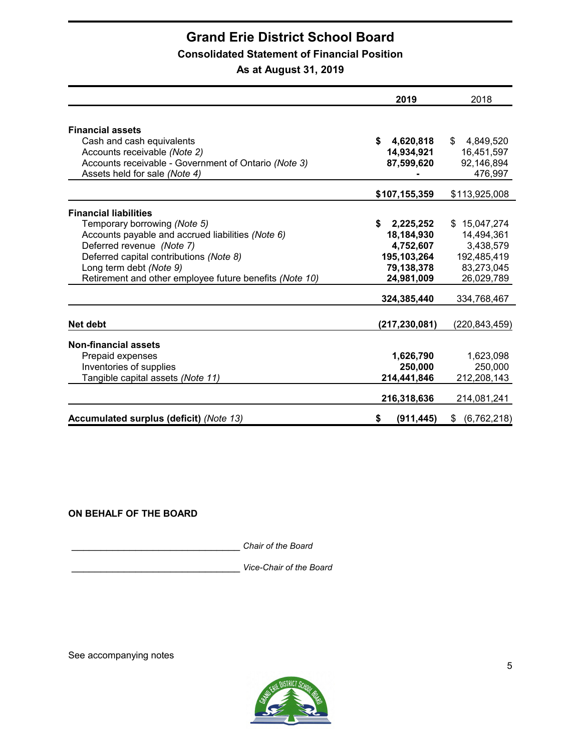# Grand Erie District School Board

## Consolidated Statement of Financial Position

### As at August 31, 2019

| | **2019** | 2018 |
|---|---|---|
| **Financial assets** | | |
| Cash and cash equivalents | **$ 4,620,818** | $ 4,849,520 |
| Accounts receivable *(Note 2)* | **14,934,921** | 16,451,597 |
| Accounts receivable - Government of Ontario *(Note 3)* | **87,599,620** | 92,146,894 |
| Assets held for sale *(Note 4)* | **-** | 476,997 |
| | **$107,155,359** | $113,925,008 |
| **Financial liabilities** | | |
| Temporary borrowing *(Note 5)* | **$ 2,225,252** | $ 15,047,274 |
| Accounts payable and accrued liabilities *(Note 6)* | **18,184,930** | 14,494,361 |
| Deferred revenue *(Note 7)* | **4,752,607** | 3,438,579 |
| Deferred capital contributions *(Note 8)* | **195,103,264** | 192,485,419 |
| Long term debt *(Note 9)* | **79,138,378** | 83,273,045 |
| Retirement and other employee future benefits *(Note 10)* | **24,981,009** | 26,029,789 |
| | **324,385,440** | 334,768,467 |
| **Net debt** | **(217,230,081)** | (220,843,459) |
| **Non-financial assets** | | |
| Prepaid expenses | **1,626,790** | 1,623,098 |
| Inventories of supplies | **250,000** | 250,000 |
| Tangible capital assets *(Note 11)* | **214,441,846** | 212,208,143 |
| | **216,318,636** | 214,081,241 |
| **Accumulated surplus (deficit)** *(Note 13)* | **$ (911,445)** | $ (6,762,218) |

**ON BEHALF OF THE BOARD**

_________________________________ *Chair of the Board*

_________________________________ *Vice-Chair of the Board*

See accompanying notes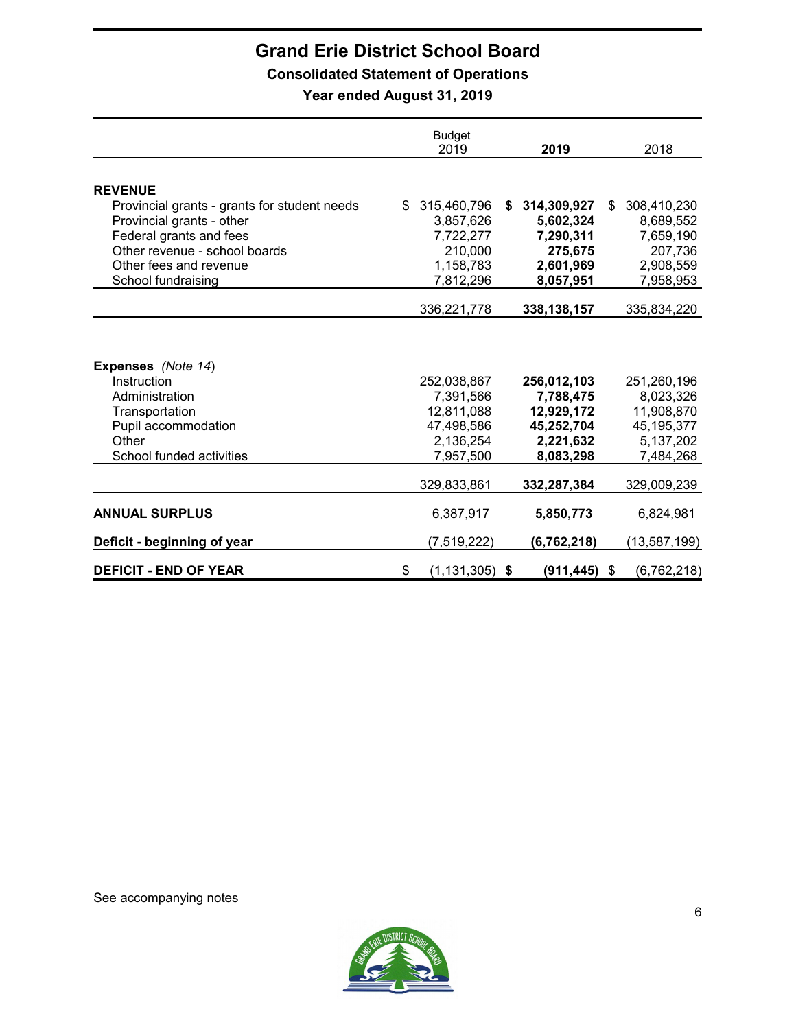# Grand Erie District School Board

## Consolidated Statement of Operations

### Year ended August 31, 2019

| | Budget 2019 | **2019** | 2018 |
|---|---|---|---|
| **REVENUE** | | | |
| Provincial grants - grants for student needs | $ 315,460,796 | **$ 314,309,927** | $ 308,410,230 |
| Provincial grants - other | 3,857,626 | **5,602,324** | 8,689,552 |
| Federal grants and fees | 7,722,277 | **7,290,311** | 7,659,190 |
| Other revenue - school boards | 210,000 | **275,675** | 207,736 |
| Other fees and revenue | 1,158,783 | **2,601,969** | 2,908,559 |
| School fundraising | 7,812,296 | **8,057,951** | 7,958,953 |
| | 336,221,778 | **338,138,157** | 335,834,220 |
| **Expenses** *(Note 14)* | | | |
| Instruction | 252,038,867 | **256,012,103** | 251,260,196 |
| Administration | 7,391,566 | **7,788,475** | 8,023,326 |
| Transportation | 12,811,088 | **12,929,172** | 11,908,870 |
| Pupil accommodation | 47,498,586 | **45,252,704** | 45,195,377 |
| Other | 2,136,254 | **2,221,632** | 5,137,202 |
| School funded activities | 7,957,500 | **8,083,298** | 7,484,268 |
| | 329,833,861 | **332,287,384** | 329,009,239 |
| **ANNUAL SURPLUS** | 6,387,917 | **5,850,773** | 6,824,981 |
| **Deficit - beginning of year** | (7,519,222) | **(6,762,218)** | (13,587,199) |
| **DEFICIT - END OF YEAR** | $ (1,131,305) | **$ (911,445)** | $ (6,762,218) |

See accompanying notes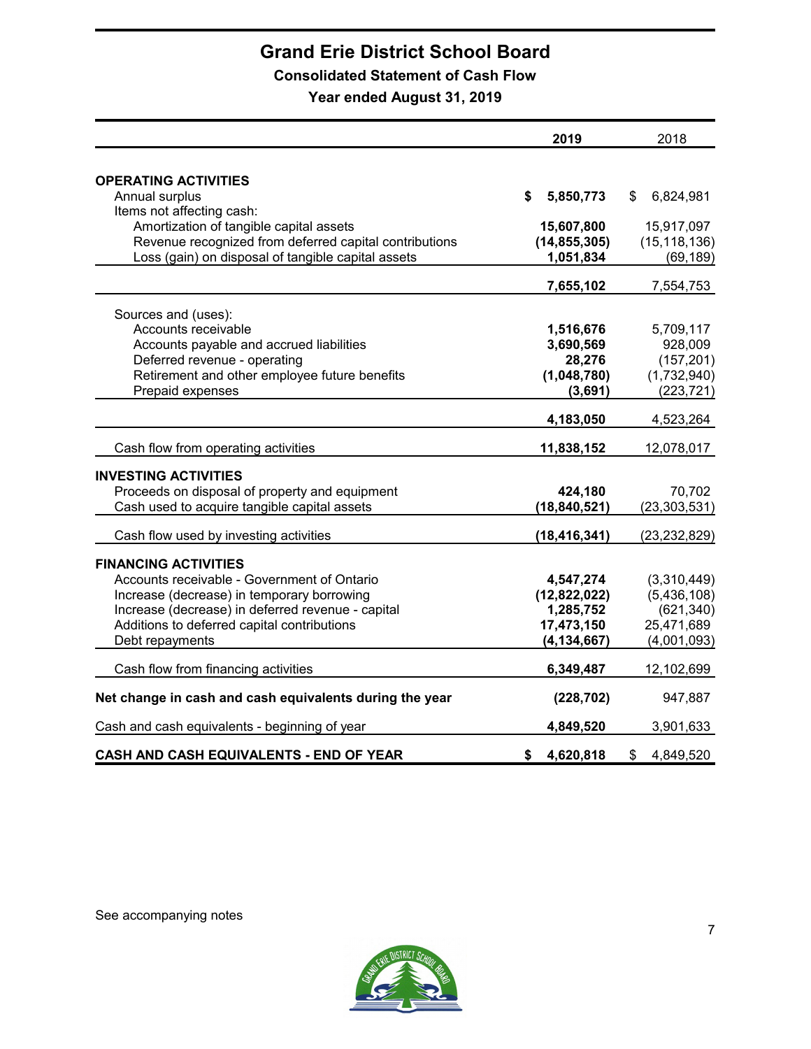# Grand Erie District School Board

## Consolidated Statement of Cash Flow

### Year ended August 31, 2019

| | 2019 | 2018 |
|---|---|---|
| **OPERATING ACTIVITIES** | | |
| Annual surplus | **$ 5,850,773** | $ 6,824,981 |
| Items not affecting cash: | | |
| Amortization of tangible capital assets | **15,607,800** | 15,917,097 |
| Revenue recognized from deferred capital contributions | **(14,855,305)** | (15,118,136) |
| Loss (gain) on disposal of tangible capital assets | **1,051,834** | (69,189) |
| | **7,655,102** | 7,554,753 |
| Sources and (uses): | | |
| Accounts receivable | **1,516,676** | 5,709,117 |
| Accounts payable and accrued liabilities | **3,690,569** | 928,009 |
| Deferred revenue - operating | **28,276** | (157,201) |
| Retirement and other employee future benefits | **(1,048,780)** | (1,732,940) |
| Prepaid expenses | **(3,691)** | (223,721) |
| | **4,183,050** | 4,523,264 |
| Cash flow from operating activities | **11,838,152** | 12,078,017 |
| **INVESTING ACTIVITIES** | | |
| Proceeds on disposal of property and equipment | **424,180** | 70,702 |
| Cash used to acquire tangible capital assets | **(18,840,521)** | (23,303,531) |
| Cash flow used by investing activities | **(18,416,341)** | (23,232,829) |
| **FINANCING ACTIVITIES** | | |
| Accounts receivable - Government of Ontario | **4,547,274** | (3,310,449) |
| Increase (decrease) in temporary borrowing | **(12,822,022)** | (5,436,108) |
| Increase (decrease) in deferred revenue - capital | **1,285,752** | (621,340) |
| Additions to deferred capital contributions | **17,473,150** | 25,471,689 |
| Debt repayments | **(4,134,667)** | (4,001,093) |
| Cash flow from financing activities | **6,349,487** | 12,102,699 |
| **Net change in cash and cash equivalents during the year** | **(228,702)** | 947,887 |
| Cash and cash equivalents - beginning of year | **4,849,520** | 3,901,633 |
| **CASH AND CASH EQUIVALENTS - END OF YEAR** | **$ 4,620,818** | $ 4,849,520 |

See accompanying notes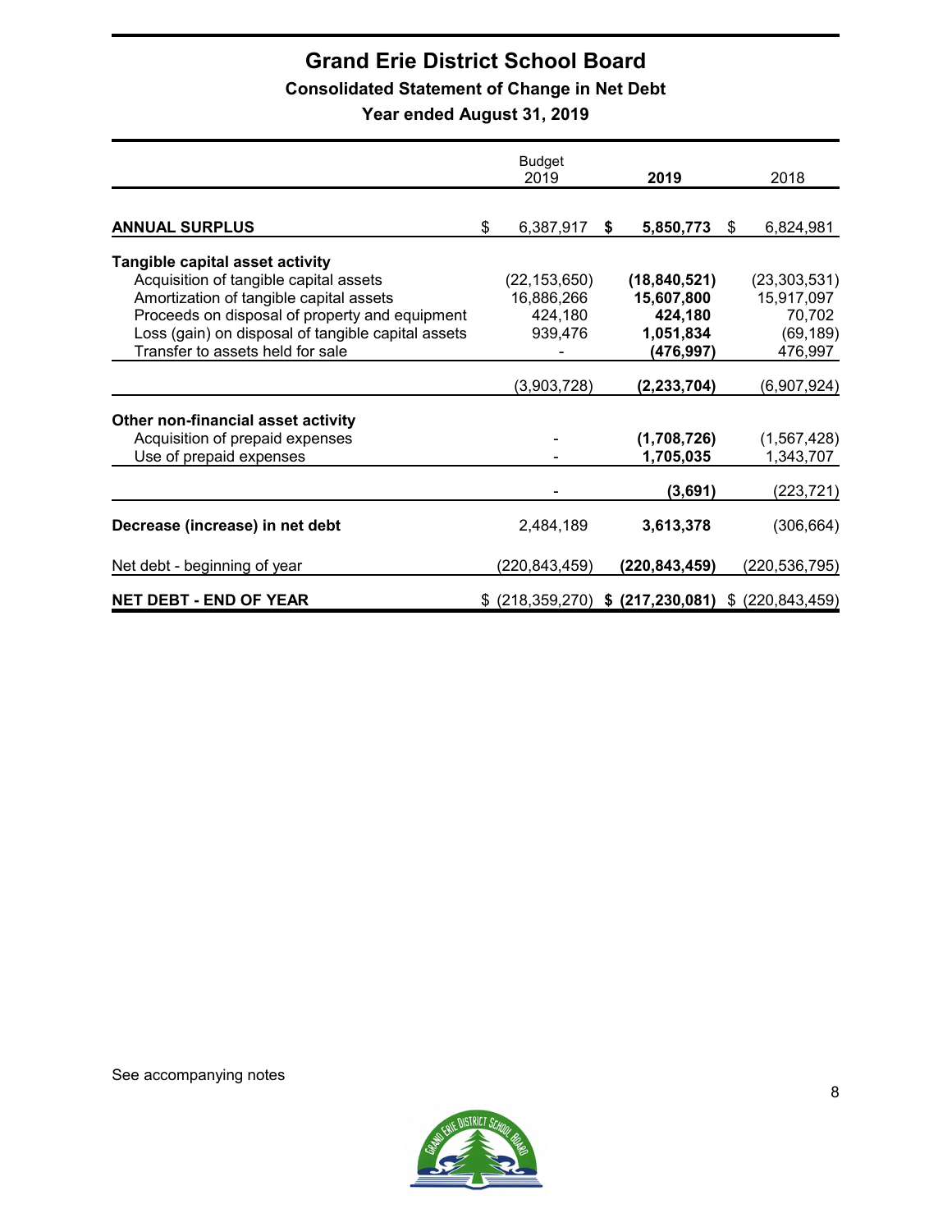# Grand Erie District School Board

## Consolidated Statement of Change in Net Debt

### Year ended August 31, 2019

| | Budget 2019 | **2019** | 2018 |
|---|---|---|---|
| **ANNUAL SURPLUS** | $ 6,387,917 | **$ 5,850,773** | $ 6,824,981 |
| **Tangible capital asset activity** | | | |
| Acquisition of tangible capital assets | (22,153,650) | **(18,840,521)** | (23,303,531) |
| Amortization of tangible capital assets | 16,886,266 | **15,607,800** | 15,917,097 |
| Proceeds on disposal of property and equipment | 424,180 | **424,180** | 70,702 |
| Loss (gain) on disposal of tangible capital assets | 939,476 | **1,051,834** | (69,189) |
| Transfer to assets held for sale | - | **(476,997)** | 476,997 |
| | (3,903,728) | **(2,233,704)** | (6,907,924) |
| **Other non-financial asset activity** | | | |
| Acquisition of prepaid expenses | - | **(1,708,726)** | (1,567,428) |
| Use of prepaid expenses | - | **1,705,035** | 1,343,707 |
| | - | **(3,691)** | (223,721) |
| **Decrease (increase) in net debt** | 2,484,189 | **3,613,378** | (306,664) |
| Net debt - beginning of year | (220,843,459) | **(220,843,459)** | (220,536,795) |
| **NET DEBT - END OF YEAR** | $ (218,359,270) | **$ (217,230,081)** | $ (220,843,459) |

See accompanying notes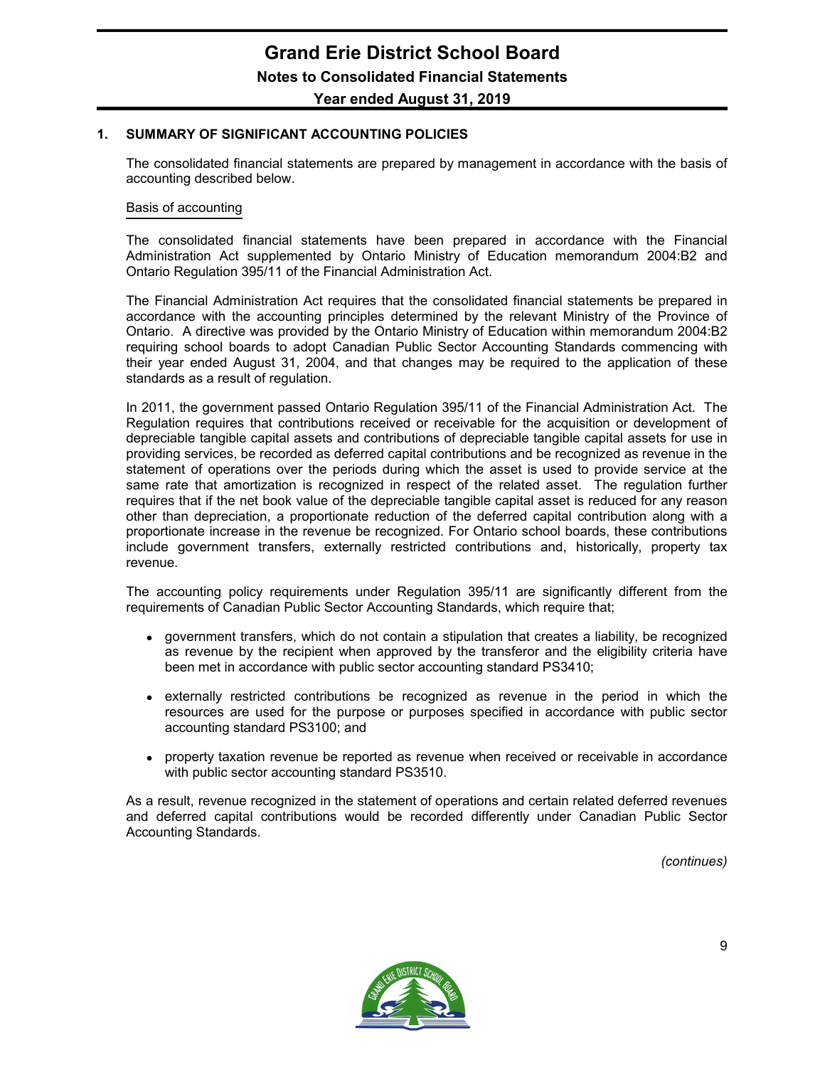# Grand Erie District School Board

## Notes to Consolidated Financial Statements

### Year ended August 31, 2019

## 1. SUMMARY OF SIGNIFICANT ACCOUNTING POLICIES

The consolidated financial statements are prepared by management in accordance with the basis of accounting described below.

### Basis of accounting

The consolidated financial statements have been prepared in accordance with the Financial Administration Act supplemented by Ontario Ministry of Education memorandum 2004:B2 and Ontario Regulation 395/11 of the Financial Administration Act.

The Financial Administration Act requires that the consolidated financial statements be prepared in accordance with the accounting principles determined by the relevant Ministry of the Province of Ontario. A directive was provided by the Ontario Ministry of Education within memorandum 2004:B2 requiring school boards to adopt Canadian Public Sector Accounting Standards commencing with their year ended August 31, 2004, and that changes may be required to the application of these standards as a result of regulation.

In 2011, the government passed Ontario Regulation 395/11 of the Financial Administration Act. The Regulation requires that contributions received or receivable for the acquisition or development of depreciable tangible capital assets and contributions of depreciable tangible capital assets for use in providing services, be recorded as deferred capital contributions and be recognized as revenue in the statement of operations over the periods during which the asset is used to provide service at the same rate that amortization is recognized in respect of the related asset. The regulation further requires that if the net book value of the depreciable tangible capital asset is reduced for any reason other than depreciation, a proportionate reduction of the deferred capital contribution along with a proportionate increase in the revenue be recognized. For Ontario school boards, these contributions include government transfers, externally restricted contributions and, historically, property tax revenue.

The accounting policy requirements under Regulation 395/11 are significantly different from the requirements of Canadian Public Sector Accounting Standards, which require that;

- government transfers, which do not contain a stipulation that creates a liability, be recognized as revenue by the recipient when approved by the transferor and the eligibility criteria have been met in accordance with public sector accounting standard PS3410;
- externally restricted contributions be recognized as revenue in the period in which the resources are used for the purpose or purposes specified in accordance with public sector accounting standard PS3100; and
- property taxation revenue be reported as revenue when received or receivable in accordance with public sector accounting standard PS3510.

As a result, revenue recognized in the statement of operations and certain related deferred revenues and deferred capital contributions would be recorded differently under Canadian Public Sector Accounting Standards.

*(continues)*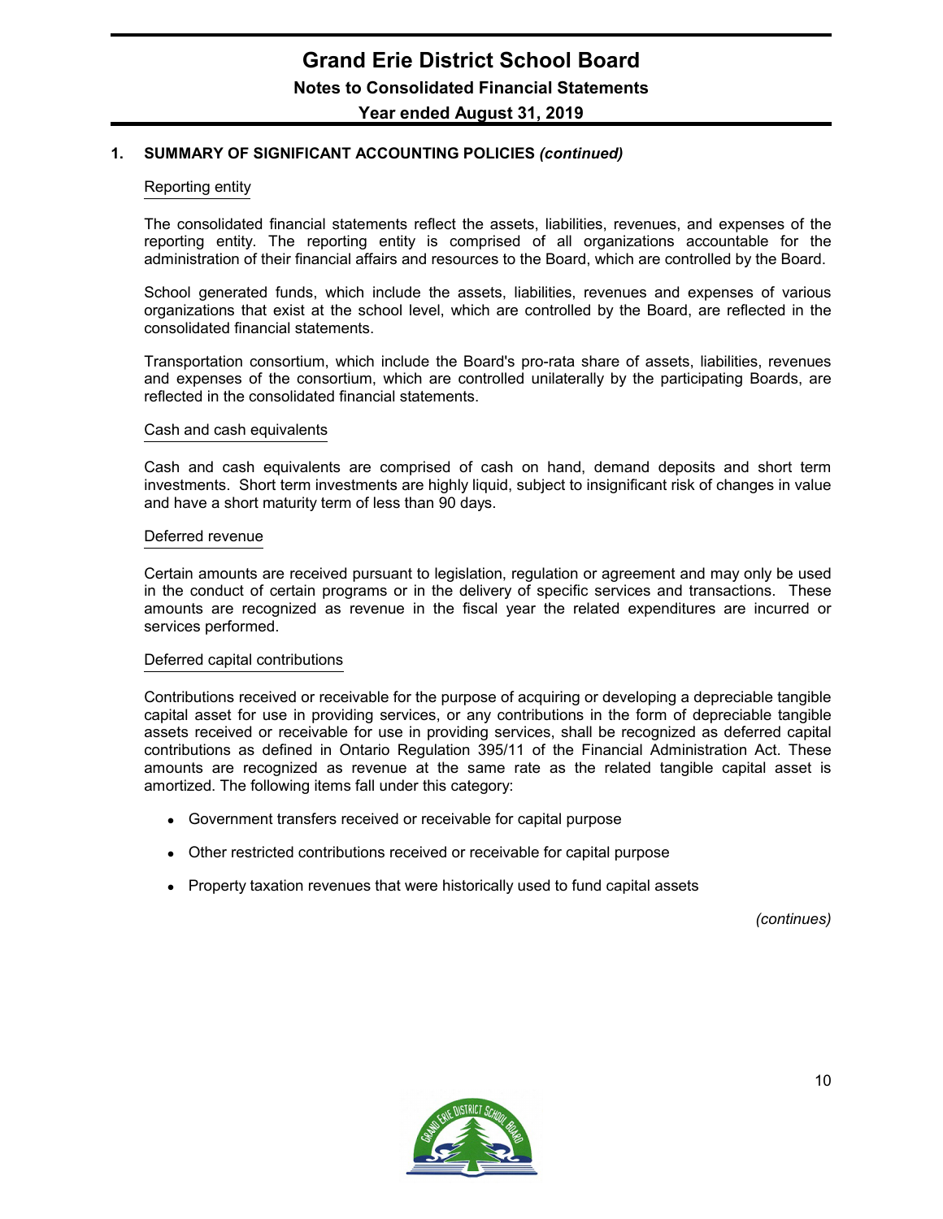## 1. SUMMARY OF SIGNIFICANT ACCOUNTING POLICIES *(continued)*

### Reporting entity

The consolidated financial statements reflect the assets, liabilities, revenues, and expenses of the reporting entity. The reporting entity is comprised of all organizations accountable for the administration of their financial affairs and resources to the Board, which are controlled by the Board.

School generated funds, which include the assets, liabilities, revenues and expenses of various organizations that exist at the school level, which are controlled by the Board, are reflected in the consolidated financial statements.

Transportation consortium, which include the Board's pro-rata share of assets, liabilities, revenues and expenses of the consortium, which are controlled unilaterally by the participating Boards, are reflected in the consolidated financial statements.

### Cash and cash equivalents

Cash and cash equivalents are comprised of cash on hand, demand deposits and short term investments. Short term investments are highly liquid, subject to insignificant risk of changes in value and have a short maturity term of less than 90 days.

### Deferred revenue

Certain amounts are received pursuant to legislation, regulation or agreement and may only be used in the conduct of certain programs or in the delivery of specific services and transactions. These amounts are recognized as revenue in the fiscal year the related expenditures are incurred or services performed.

### Deferred capital contributions

Contributions received or receivable for the purpose of acquiring or developing a depreciable tangible capital asset for use in providing services, or any contributions in the form of depreciable tangible assets received or receivable for use in providing services, shall be recognized as deferred capital contributions as defined in Ontario Regulation 395/11 of the Financial Administration Act. These amounts are recognized as revenue at the same rate as the related tangible capital asset is amortized. The following items fall under this category:

- Government transfers received or receivable for capital purpose
- Other restricted contributions received or receivable for capital purpose
- Property taxation revenues that were historically used to fund capital assets

*(continues)*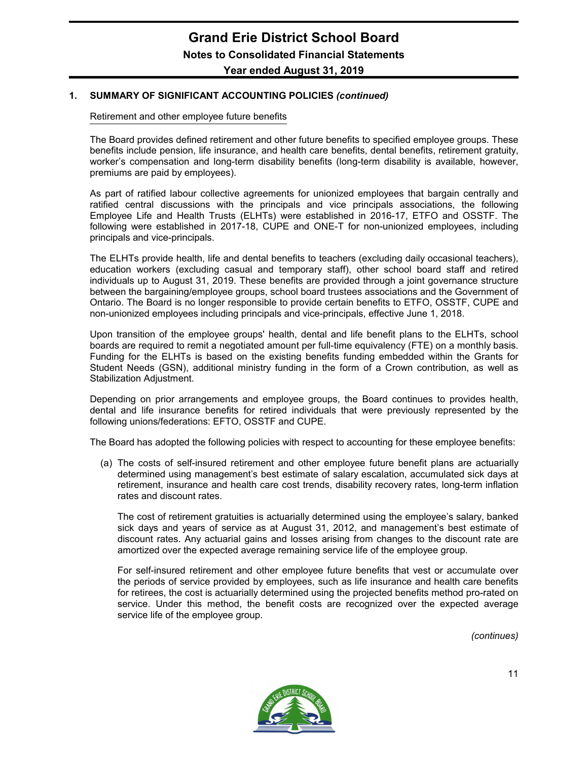## 1. SUMMARY OF SIGNIFICANT ACCOUNTING POLICIES *(continued)*

Retirement and other employee future benefits

The Board provides defined retirement and other future benefits to specified employee groups. These benefits include pension, life insurance, and health care benefits, dental benefits, retirement gratuity, worker's compensation and long-term disability benefits (long-term disability is available, however, premiums are paid by employees).

As part of ratified labour collective agreements for unionized employees that bargain centrally and ratified central discussions with the principals and vice principals associations, the following Employee Life and Health Trusts (ELHTs) were established in 2016-17, ETFO and OSSTF. The following were established in 2017-18, CUPE and ONE-T for non-unionized employees, including principals and vice-principals.

The ELHTs provide health, life and dental benefits to teachers (excluding daily occasional teachers), education workers (excluding casual and temporary staff), other school board staff and retired individuals up to August 31, 2019. These benefits are provided through a joint governance structure between the bargaining/employee groups, school board trustees associations and the Government of Ontario. The Board is no longer responsible to provide certain benefits to ETFO, OSSTF, CUPE and non-unionized employees including principals and vice-principals, effective June 1, 2018.

Upon transition of the employee groups' health, dental and life benefit plans to the ELHTs, school boards are required to remit a negotiated amount per full-time equivalency (FTE) on a monthly basis. Funding for the ELHTs is based on the existing benefits funding embedded within the Grants for Student Needs (GSN), additional ministry funding in the form of a Crown contribution, as well as Stabilization Adjustment.

Depending on prior arrangements and employee groups, the Board continues to provides health, dental and life insurance benefits for retired individuals that were previously represented by the following unions/federations: EFTO, OSSTF and CUPE.

The Board has adopted the following policies with respect to accounting for these employee benefits:

(a) The costs of self-insured retirement and other employee future benefit plans are actuarially determined using management's best estimate of salary escalation, accumulated sick days at retirement, insurance and health care cost trends, disability recovery rates, long-term inflation rates and discount rates.

The cost of retirement gratuities is actuarially determined using the employee's salary, banked sick days and years of service as at August 31, 2012, and management's best estimate of discount rates. Any actuarial gains and losses arising from changes to the discount rate are amortized over the expected average remaining service life of the employee group.

For self-insured retirement and other employee future benefits that vest or accumulate over the periods of service provided by employees, such as life insurance and health care benefits for retirees, the cost is actuarially determined using the projected benefits method pro-rated on service. Under this method, the benefit costs are recognized over the expected average service life of the employee group.

*(continues)*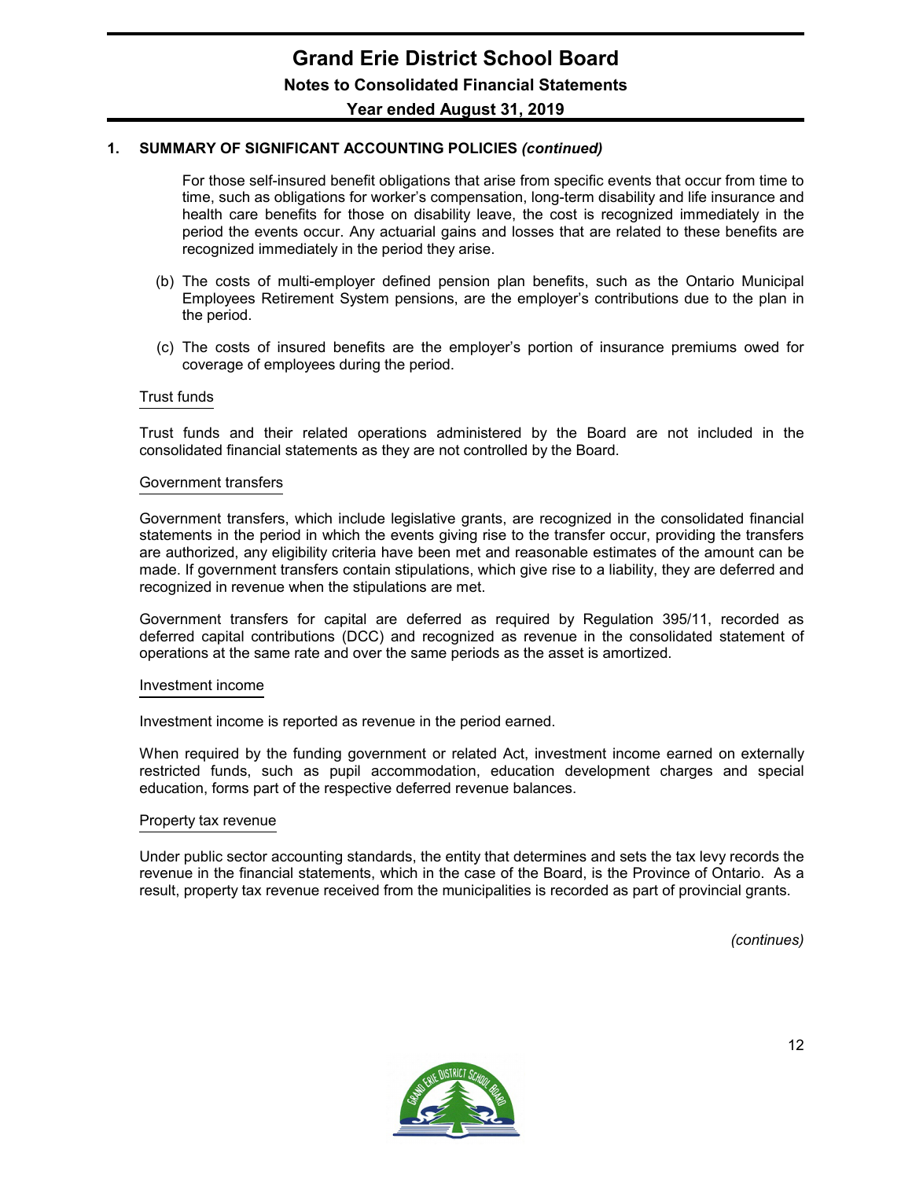## 1. SUMMARY OF SIGNIFICANT ACCOUNTING POLICIES *(continued)*

For those self-insured benefit obligations that arise from specific events that occur from time to time, such as obligations for worker's compensation, long-term disability and life insurance and health care benefits for those on disability leave, the cost is recognized immediately in the period the events occur. Any actuarial gains and losses that are related to these benefits are recognized immediately in the period they arise.

(b) The costs of multi-employer defined pension plan benefits, such as the Ontario Municipal Employees Retirement System pensions, are the employer's contributions due to the plan in the period.

(c) The costs of insured benefits are the employer's portion of insurance premiums owed for coverage of employees during the period.

### Trust funds

Trust funds and their related operations administered by the Board are not included in the consolidated financial statements as they are not controlled by the Board.

### Government transfers

Government transfers, which include legislative grants, are recognized in the consolidated financial statements in the period in which the events giving rise to the transfer occur, providing the transfers are authorized, any eligibility criteria have been met and reasonable estimates of the amount can be made. If government transfers contain stipulations, which give rise to a liability, they are deferred and recognized in revenue when the stipulations are met.

Government transfers for capital are deferred as required by Regulation 395/11, recorded as deferred capital contributions (DCC) and recognized as revenue in the consolidated statement of operations at the same rate and over the same periods as the asset is amortized.

### Investment income

Investment income is reported as revenue in the period earned.

When required by the funding government or related Act, investment income earned on externally restricted funds, such as pupil accommodation, education development charges and special education, forms part of the respective deferred revenue balances.

### Property tax revenue

Under public sector accounting standards, the entity that determines and sets the tax levy records the revenue in the financial statements, which in the case of the Board, is the Province of Ontario. As a result, property tax revenue received from the municipalities is recorded as part of provincial grants.

*(continues)*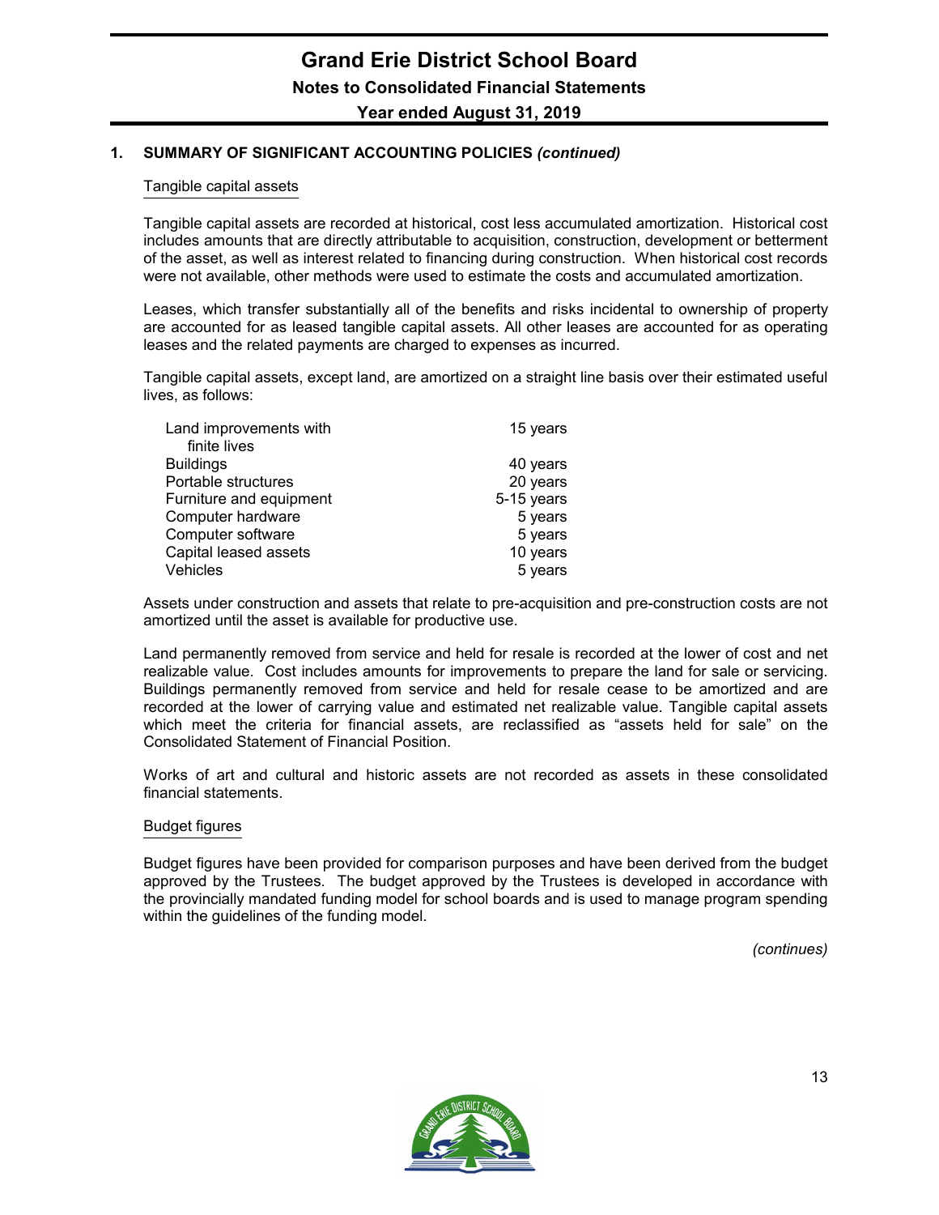## 1. SUMMARY OF SIGNIFICANT ACCOUNTING POLICIES *(continued)*

### Tangible capital assets

Tangible capital assets are recorded at historical, cost less accumulated amortization. Historical cost includes amounts that are directly attributable to acquisition, construction, development or betterment of the asset, as well as interest related to financing during construction. When historical cost records were not available, other methods were used to estimate the costs and accumulated amortization.

Leases, which transfer substantially all of the benefits and risks incidental to ownership of property are accounted for as leased tangible capital assets. All other leases are accounted for as operating leases and the related payments are charged to expenses as incurred.

Tangible capital assets, except land, are amortized on a straight line basis over their estimated useful lives, as follows:

| | |
|---|---|
| Land improvements with finite lives | 15 years |
| Buildings | 40 years |
| Portable structures | 20 years |
| Furniture and equipment | 5-15 years |
| Computer hardware | 5 years |
| Computer software | 5 years |
| Capital leased assets | 10 years |
| Vehicles | 5 years |

Assets under construction and assets that relate to pre-acquisition and pre-construction costs are not amortized until the asset is available for productive use.

Land permanently removed from service and held for resale is recorded at the lower of cost and net realizable value. Cost includes amounts for improvements to prepare the land for sale or servicing. Buildings permanently removed from service and held for resale cease to be amortized and are recorded at the lower of carrying value and estimated net realizable value. Tangible capital assets which meet the criteria for financial assets, are reclassified as "assets held for sale" on the Consolidated Statement of Financial Position.

Works of art and cultural and historic assets are not recorded as assets in these consolidated financial statements.

### Budget figures

Budget figures have been provided for comparison purposes and have been derived from the budget approved by the Trustees. The budget approved by the Trustees is developed in accordance with the provincially mandated funding model for school boards and is used to manage program spending within the guidelines of the funding model.

*(continues)*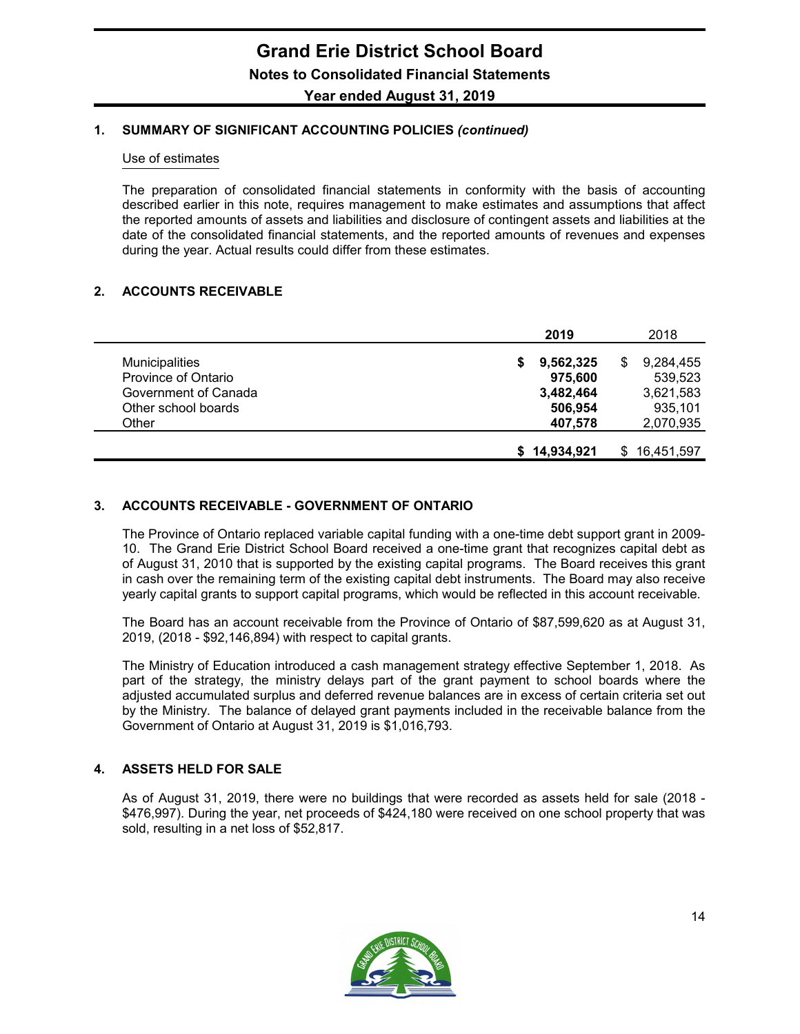## 1. SUMMARY OF SIGNIFICANT ACCOUNTING POLICIES *(continued)*

Use of estimates

The preparation of consolidated financial statements in conformity with the basis of accounting described earlier in this note, requires management to make estimates and assumptions that affect the reported amounts of assets and liabilities and disclosure of contingent assets and liabilities at the date of the consolidated financial statements, and the reported amounts of revenues and expenses during the year. Actual results could differ from these estimates.

## 2. ACCOUNTS RECEIVABLE

| | **2019** | 2018 |
|---|---|---|
| Municipalities | **$ 9,562,325** | $ 9,284,455 |
| Province of Ontario | **975,600** | 539,523 |
| Government of Canada | **3,482,464** | 3,621,583 |
| Other school boards | **506,954** | 935,101 |
| Other | **407,578** | 2,070,935 |
| | **$ 14,934,921** | $ 16,451,597 |

## 3. ACCOUNTS RECEIVABLE - GOVERNMENT OF ONTARIO

The Province of Ontario replaced variable capital funding with a one-time debt support grant in 2009-10. The Grand Erie District School Board received a one-time grant that recognizes capital debt as of August 31, 2010 that is supported by the existing capital programs. The Board receives this grant in cash over the remaining term of the existing capital debt instruments. The Board may also receive yearly capital grants to support capital programs, which would be reflected in this account receivable.

The Board has an account receivable from the Province of Ontario of $87,599,620 as at August 31, 2019, (2018 - $92,146,894) with respect to capital grants.

The Ministry of Education introduced a cash management strategy effective September 1, 2018. As part of the strategy, the ministry delays part of the grant payment to school boards where the adjusted accumulated surplus and deferred revenue balances are in excess of certain criteria set out by the Ministry. The balance of delayed grant payments included in the receivable balance from the Government of Ontario at August 31, 2019 is $1,016,793.

## 4. ASSETS HELD FOR SALE

As of August 31, 2019, there were no buildings that were recorded as assets held for sale (2018 - $476,997). During the year, net proceeds of $424,180 were received on one school property that was sold, resulting in a net loss of $52,817.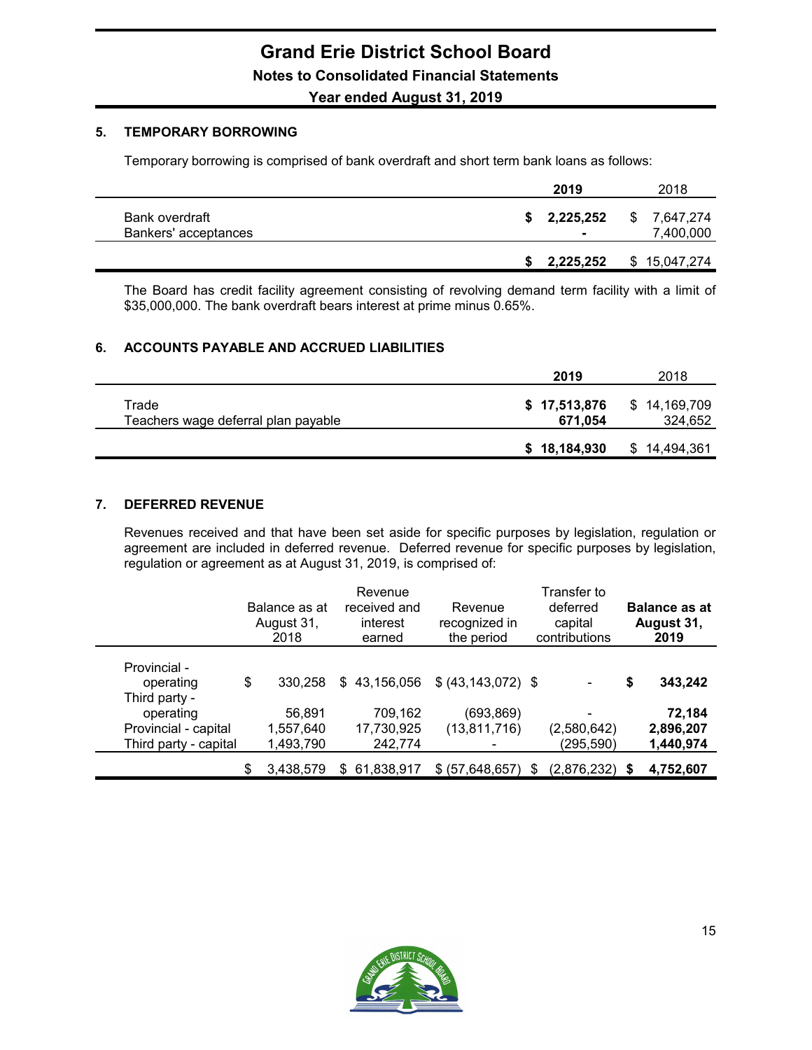# Grand Erie District School Board

## Notes to Consolidated Financial Statements

## Year ended August 31, 2019

### 5. TEMPORARY BORROWING

Temporary borrowing is comprised of bank overdraft and short term bank loans as follows:

| | 2019 | 2018 |
|---|---|---|
| Bank overdraft | **$ 2,225,252** | $ 7,647,274 |
| Bankers' acceptances | **-** | 7,400,000 |
| | **$ 2,225,252** | $ 15,047,274 |

The Board has credit facility agreement consisting of revolving demand term facility with a limit of $35,000,000. The bank overdraft bears interest at prime minus 0.65%.

### 6. ACCOUNTS PAYABLE AND ACCRUED LIABILITIES

| | 2019 | 2018 |
|---|---|---|
| Trade | **$ 17,513,876** | $ 14,169,709 |
| Teachers wage deferral plan payable | **671,054** | 324,652 |
| | **$ 18,184,930** | $ 14,494,361 |

### 7. DEFERRED REVENUE

Revenues received and that have been set aside for specific purposes by legislation, regulation or agreement are included in deferred revenue. Deferred revenue for specific purposes by legislation, regulation or agreement as at August 31, 2019, is comprised of:

| | Balance as at August 31, 2018 | Revenue received and interest earned | Revenue recognized in the period | Transfer to deferred capital contributions | **Balance as at August 31, 2019** |
|---|---|---|---|---|---|
| Provincial - operating | $ 330,258 | $ 43,156,056 | $ (43,143,072) | $ - | **$ 343,242** |
| Third party - operating | 56,891 | 709,162 | (693,869) | - | **72,184** |
| Provincial - capital | 1,557,640 | 17,730,925 | (13,811,716) | (2,580,642) | **2,896,207** |
| Third party - capital | 1,493,790 | 242,774 | - | (295,590) | **1,440,974** |
| | $ 3,438,579 | $ 61,838,917 | $ (57,648,657) | $ (2,876,232) | **$ 4,752,607** |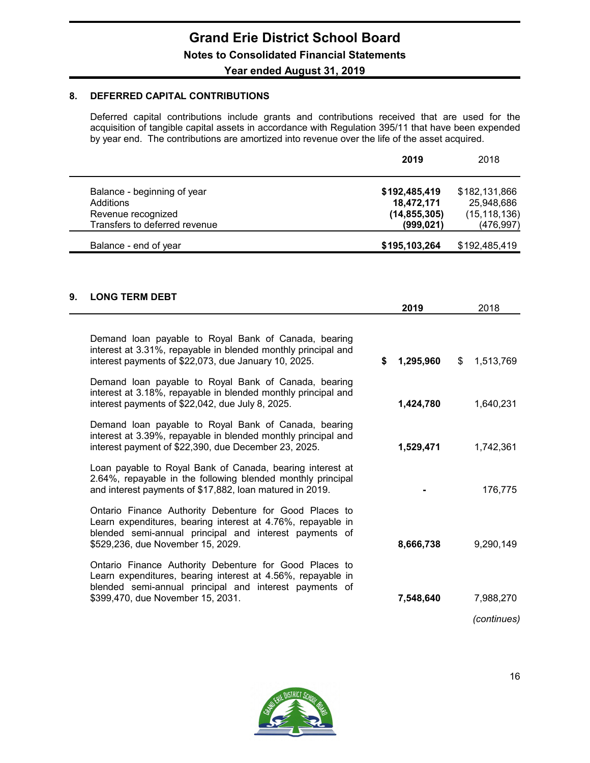## 8. DEFERRED CAPITAL CONTRIBUTIONS

Deferred capital contributions include grants and contributions received that are used for the acquisition of tangible capital assets in accordance with Regulation 395/11 that have been expended by year end. The contributions are amortized into revenue over the life of the asset acquired.

| | **2019** | 2018 |
|---|---|---|
| Balance - beginning of year | **$192,485,419** | $182,131,866 |
| Additions | **18,472,171** | 25,948,686 |
| Revenue recognized | **(14,855,305)** | (15,118,136) |
| Transfers to deferred revenue | **(999,021)** | (476,997) |
| Balance - end of year | **$195,103,264** | $192,485,419 |

## 9. LONG TERM DEBT

| | **2019** | 2018 |
|---|---|---|
| Demand loan payable to Royal Bank of Canada, bearing interest at 3.31%, repayable in blended monthly principal and interest payments of $22,073, due January 10, 2025. | **$ 1,295,960** | $ 1,513,769 |
| Demand loan payable to Royal Bank of Canada, bearing interest at 3.18%, repayable in blended monthly principal and interest payments of $22,042, due July 8, 2025. | **1,424,780** | 1,640,231 |
| Demand loan payable to Royal Bank of Canada, bearing interest at 3.39%, repayable in blended monthly principal and interest payment of $22,390, due December 23, 2025. | **1,529,471** | 1,742,361 |
| Loan payable to Royal Bank of Canada, bearing interest at 2.64%, repayable in the following blended monthly principal and interest payments of $17,882, loan matured in 2019. | **-** | 176,775 |
| Ontario Finance Authority Debenture for Good Places to Learn expenditures, bearing interest at 4.76%, repayable in blended semi-annual principal and interest payments of $529,236, due November 15, 2029. | **8,666,738** | 9,290,149 |
| Ontario Finance Authority Debenture for Good Places to Learn expenditures, bearing interest at 4.56%, repayable in blended semi-annual principal and interest payments of $399,470, due November 15, 2031. | **7,548,640** | 7,988,270 |

*(continues)*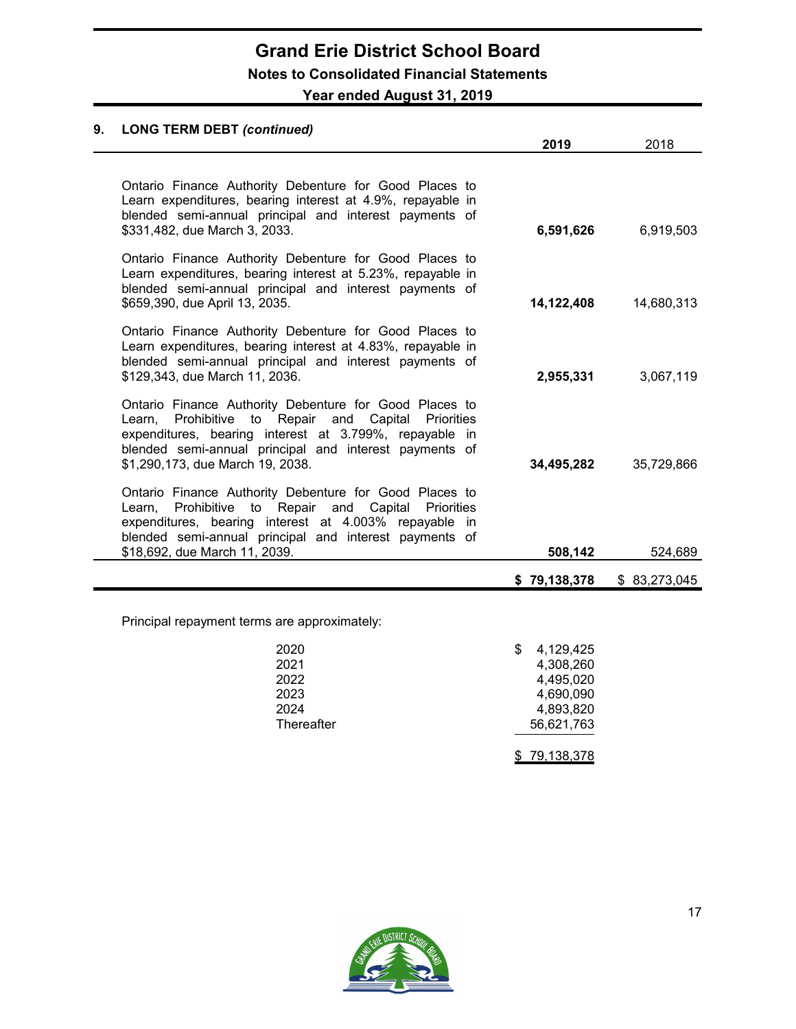## 9. LONG TERM DEBT *(continued)*

| | **2019** | 2018 |
|---|---|---|
| Ontario Finance Authority Debenture for Good Places to Learn expenditures, bearing interest at 4.9%, repayable in blended semi-annual principal and interest payments of $331,482, due March 3, 2033. | **6,591,626** | 6,919,503 |
| Ontario Finance Authority Debenture for Good Places to Learn expenditures, bearing interest at 5.23%, repayable in blended semi-annual principal and interest payments of $659,390, due April 13, 2035. | **14,122,408** | 14,680,313 |
| Ontario Finance Authority Debenture for Good Places to Learn expenditures, bearing interest at 4.83%, repayable in blended semi-annual principal and interest payments of $129,343, due March 11, 2036. | **2,955,331** | 3,067,119 |
| Ontario Finance Authority Debenture for Good Places to Learn, Prohibitive to Repair and Capital Priorities expenditures, bearing interest at 3.799%, repayable in blended semi-annual principal and interest payments of $1,290,173, due March 19, 2038. | **34,495,282** | 35,729,866 |
| Ontario Finance Authority Debenture for Good Places to Learn, Prohibitive to Repair and Capital Priorities expenditures, bearing interest at 4.003% repayable in blended semi-annual principal and interest payments of $18,692, due March 11, 2039. | **508,142** | 524,689 |
| | **$ 79,138,378** | $ 83,273,045 |

Principal repayment terms are approximately:

| | |
|---|---|
| 2020 | $ 4,129,425 |
| 2021 | 4,308,260 |
| 2022 | 4,495,020 |
| 2023 | 4,690,090 |
| 2024 | 4,893,820 |
| Thereafter | 56,621,763 |
| | $ 79,138,378 |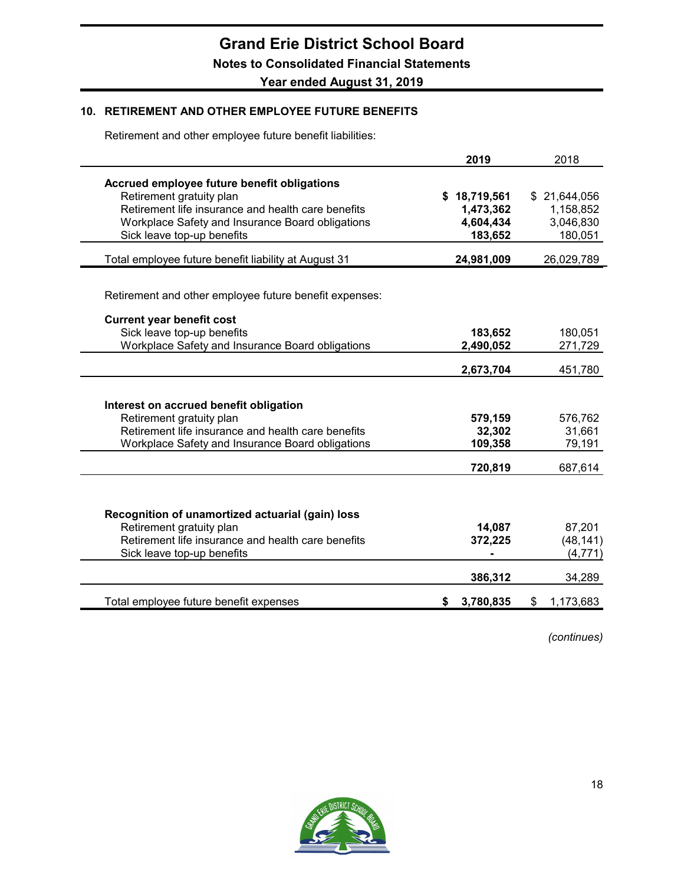# Grand Erie District School Board

## Notes to Consolidated Financial Statements

### Year ended August 31, 2019

### 10. RETIREMENT AND OTHER EMPLOYEE FUTURE BENEFITS

Retirement and other employee future benefit liabilities:

| | 2019 | 2018 |
|---|---|---|
| **Accrued employee future benefit obligations** | | |
| Retirement gratuity plan | **$ 18,719,561** | $ 21,644,056 |
| Retirement life insurance and health care benefits | **1,473,362** | 1,158,852 |
| Workplace Safety and Insurance Board obligations | **4,604,434** | 3,046,830 |
| Sick leave top-up benefits | **183,652** | 180,051 |
| Total employee future benefit liability at August 31 | **24,981,009** | 26,029,789 |

Retirement and other employee future benefit expenses:

| | 2019 | 2018 |
|---|---|---|
| **Current year benefit cost** | | |
| Sick leave top-up benefits | **183,652** | 180,051 |
| Workplace Safety and Insurance Board obligations | **2,490,052** | 271,729 |
| | **2,673,704** | 451,780 |
| **Interest on accrued benefit obligation** | | |
| Retirement gratuity plan | **579,159** | 576,762 |
| Retirement life insurance and health care benefits | **32,302** | 31,661 |
| Workplace Safety and Insurance Board obligations | **109,358** | 79,191 |
| | **720,819** | 687,614 |
| **Recognition of unamortized actuarial (gain) loss** | | |
| Retirement gratuity plan | **14,087** | 87,201 |
| Retirement life insurance and health care benefits | **372,225** | (48,141) |
| Sick leave top-up benefits | **-** | (4,771) |
| | **386,312** | 34,289 |
| Total employee future benefit expenses | **$ 3,780,835** | $ 1,173,683 |

*(continues)*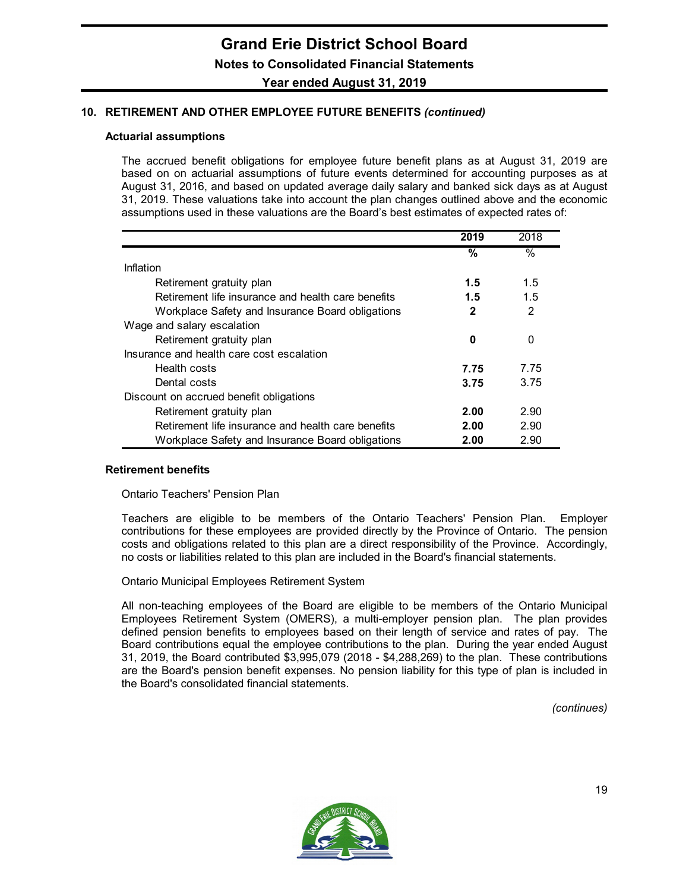## 10. RETIREMENT AND OTHER EMPLOYEE FUTURE BENEFITS *(continued)*

### Actuarial assumptions

The accrued benefit obligations for employee future benefit plans as at August 31, 2019 are based on on actuarial assumptions of future events determined for accounting purposes as at August 31, 2016, and based on updated average daily salary and banked sick days as at August 31, 2019. These valuations take into account the plan changes outlined above and the economic assumptions used in these valuations are the Board's best estimates of expected rates of:

| | **2019** | 2018 |
|---|---|---|
| | **%** | % |
| Inflation | | |
| Retirement gratuity plan | **1.5** | 1.5 |
| Retirement life insurance and health care benefits | **1.5** | 1.5 |
| Workplace Safety and Insurance Board obligations | **2** | 2 |
| Wage and salary escalation | | |
| Retirement gratuity plan | **0** | 0 |
| Insurance and health care cost escalation | | |
| Health costs | **7.75** | 7.75 |
| Dental costs | **3.75** | 3.75 |
| Discount on accrued benefit obligations | | |
| Retirement gratuity plan | **2.00** | 2.90 |
| Retirement life insurance and health care benefits | **2.00** | 2.90 |
| Workplace Safety and Insurance Board obligations | **2.00** | 2.90 |

### Retirement benefits

Ontario Teachers' Pension Plan

Teachers are eligible to be members of the Ontario Teachers' Pension Plan. Employer contributions for these employees are provided directly by the Province of Ontario. The pension costs and obligations related to this plan are a direct responsibility of the Province. Accordingly, no costs or liabilities related to this plan are included in the Board's financial statements.

Ontario Municipal Employees Retirement System

All non-teaching employees of the Board are eligible to be members of the Ontario Municipal Employees Retirement System (OMERS), a multi-employer pension plan. The plan provides defined pension benefits to employees based on their length of service and rates of pay. The Board contributions equal the employee contributions to the plan. During the year ended August 31, 2019, the Board contributed $3,995,079 (2018 - $4,288,269) to the plan. These contributions are the Board's pension benefit expenses. No pension liability for this type of plan is included in the Board's consolidated financial statements.

*(continues)*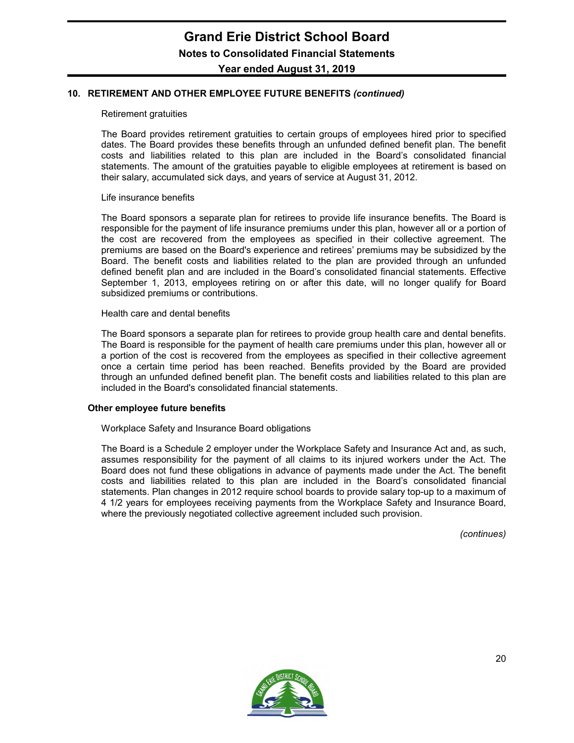## 10. RETIREMENT AND OTHER EMPLOYEE FUTURE BENEFITS *(continued)*

Retirement gratuities

The Board provides retirement gratuities to certain groups of employees hired prior to specified dates. The Board provides these benefits through an unfunded defined benefit plan. The benefit costs and liabilities related to this plan are included in the Board's consolidated financial statements. The amount of the gratuities payable to eligible employees at retirement is based on their salary, accumulated sick days, and years of service at August 31, 2012.

Life insurance benefits

The Board sponsors a separate plan for retirees to provide life insurance benefits. The Board is responsible for the payment of life insurance premiums under this plan, however all or a portion of the cost are recovered from the employees as specified in their collective agreement. The premiums are based on the Board's experience and retirees' premiums may be subsidized by the Board. The benefit costs and liabilities related to the plan are provided through an unfunded defined benefit plan and are included in the Board's consolidated financial statements. Effective September 1, 2013, employees retiring on or after this date, will no longer qualify for Board subsidized premiums or contributions.

Health care and dental benefits

The Board sponsors a separate plan for retirees to provide group health care and dental benefits. The Board is responsible for the payment of health care premiums under this plan, however all or a portion of the cost is recovered from the employees as specified in their collective agreement once a certain time period has been reached. Benefits provided by the Board are provided through an unfunded defined benefit plan. The benefit costs and liabilities related to this plan are included in the Board's consolidated financial statements.

**Other employee future benefits**

Workplace Safety and Insurance Board obligations

The Board is a Schedule 2 employer under the Workplace Safety and Insurance Act and, as such, assumes responsibility for the payment of all claims to its injured workers under the Act. The Board does not fund these obligations in advance of payments made under the Act. The benefit costs and liabilities related to this plan are included in the Board's consolidated financial statements. Plan changes in 2012 require school boards to provide salary top-up to a maximum of 4 1/2 years for employees receiving payments from the Workplace Safety and Insurance Board, where the previously negotiated collective agreement included such provision.

*(continues)*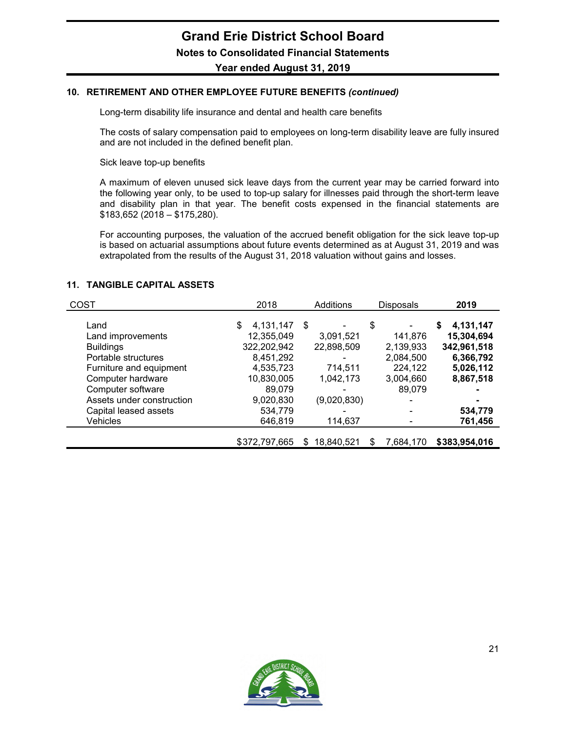## 10. RETIREMENT AND OTHER EMPLOYEE FUTURE BENEFITS *(continued)*

Long-term disability life insurance and dental and health care benefits

The costs of salary compensation paid to employees on long-term disability leave are fully insured and are not included in the defined benefit plan.

Sick leave top-up benefits

A maximum of eleven unused sick leave days from the current year may be carried forward into the following year only, to be used to top-up salary for illnesses paid through the short-term leave and disability plan in that year. The benefit costs expensed in the financial statements are $183,652 (2018 – $175,280).

For accounting purposes, the valuation of the accrued benefit obligation for the sick leave top-up is based on actuarial assumptions about future events determined as at August 31, 2019 and was extrapolated from the results of the August 31, 2018 valuation without gains and losses.

## 11. TANGIBLE CAPITAL ASSETS

| COST | 2018 | Additions | Disposals | **2019** |
|---|---|---|---|---|
| Land | $ 4,131,147 | $ - | $ - | **$ 4,131,147** |
| Land improvements | 12,355,049 | 3,091,521 | 141,876 | **15,304,694** |
| Buildings | 322,202,942 | 22,898,509 | 2,139,933 | **342,961,518** |
| Portable structures | 8,451,292 | - | 2,084,500 | **6,366,792** |
| Furniture and equipment | 4,535,723 | 714,511 | 224,122 | **5,026,112** |
| Computer hardware | 10,830,005 | 1,042,173 | 3,004,660 | **8,867,518** |
| Computer software | 89,079 | - | 89,079 | **-** |
| Assets under construction | 9,020,830 | (9,020,830) | - | **-** |
| Capital leased assets | 534,779 | - | - | **534,779** |
| Vehicles | 646,819 | 114,637 | - | **761,456** |
| | $372,797,665 | $ 18,840,521 | $ 7,684,170 | **$383,954,016** |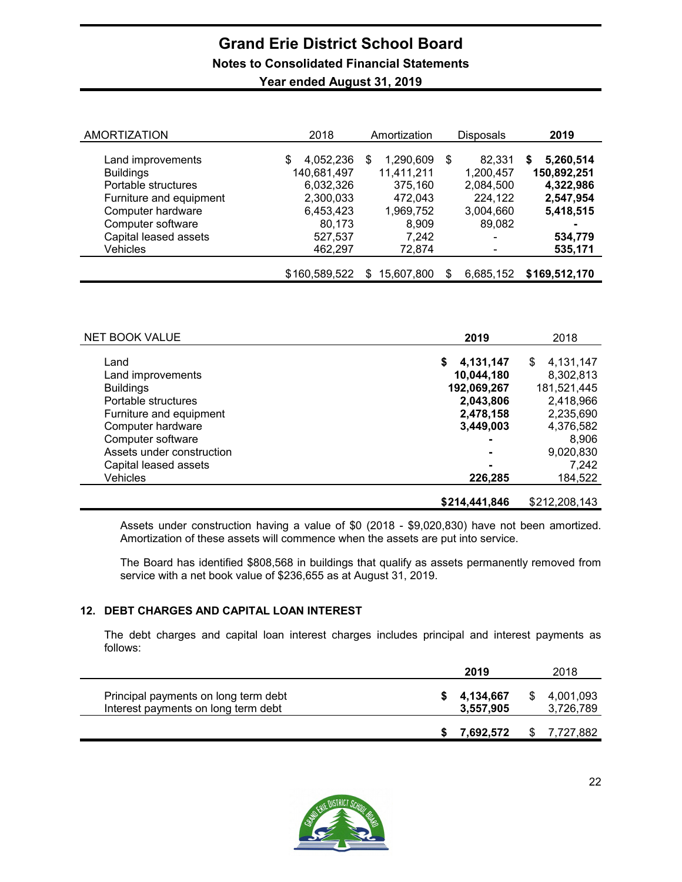| AMORTIZATION | 2018 | Amortization | Disposals | **2019** |
|---|---|---|---|---|
| Land improvements | $ 4,052,236 | $ 1,290,609 | $ 82,331 | **$ 5,260,514** |
| Buildings | 140,681,497 | 11,411,211 | 1,200,457 | **150,892,251** |
| Portable structures | 6,032,326 | 375,160 | 2,084,500 | **4,322,986** |
| Furniture and equipment | 2,300,033 | 472,043 | 224,122 | **2,547,954** |
| Computer hardware | 6,453,423 | 1,969,752 | 3,004,660 | **5,418,515** |
| Computer software | 80,173 | 8,909 | 89,082 | **-** |
| Capital leased assets | 527,537 | 7,242 | - | **534,779** |
| Vehicles | 462,297 | 72,874 | - | **535,171** |
| | $160,589,522 | $ 15,607,800 | $ 6,685,152 | **$169,512,170** |

| NET BOOK VALUE | **2019** | 2018 |
|---|---|---|
| Land | **$ 4,131,147** | $ 4,131,147 |
| Land improvements | **10,044,180** | 8,302,813 |
| Buildings | **192,069,267** | 181,521,445 |
| Portable structures | **2,043,806** | 2,418,966 |
| Furniture and equipment | **2,478,158** | 2,235,690 |
| Computer hardware | **3,449,003** | 4,376,582 |
| Computer software | **-** | 8,906 |
| Assets under construction | **-** | 9,020,830 |
| Capital leased assets | **-** | 7,242 |
| Vehicles | **226,285** | 184,522 |
| | **$214,441,846** | $212,208,143 |

Assets under construction having a value of $0 (2018 - $9,020,830) have not been amortized. Amortization of these assets will commence when the assets are put into service.

The Board has identified $808,568 in buildings that qualify as assets permanently removed from service with a net book value of $236,655 as at August 31, 2019.

## 12. DEBT CHARGES AND CAPITAL LOAN INTEREST

The debt charges and capital loan interest charges includes principal and interest payments as follows:

| | **2019** | 2018 |
|---|---|---|
| Principal payments on long term debt | **$ 4,134,667** | $ 4,001,093 |
| Interest payments on long term debt | **3,557,905** | 3,726,789 |
| | **$ 7,692,572** | $ 7,727,882 |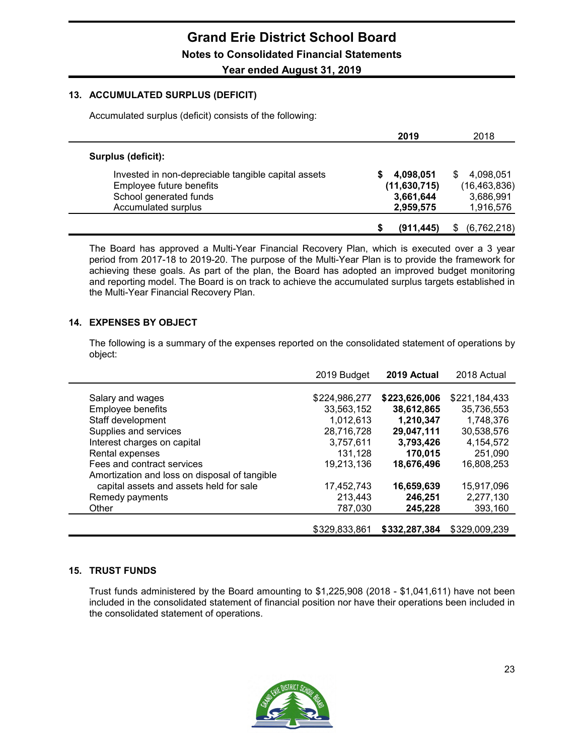# Grand Erie District School Board

## Notes to Consolidated Financial Statements

### Year ended August 31, 2019

### 13. ACCUMULATED SURPLUS (DEFICIT)

Accumulated surplus (deficit) consists of the following:

| | **2019** | 2018 |
|---|---|---|
| **Surplus (deficit):** | | |
| Invested in non-depreciable tangible capital assets | **$ 4,098,051** | $ 4,098,051 |
| Employee future benefits | **(11,630,715)** | (16,463,836) |
| School generated funds | **3,661,644** | 3,686,991 |
| Accumulated surplus | **2,959,575** | 1,916,576 |
| | **$ (911,445)** | $ (6,762,218) |

The Board has approved a Multi-Year Financial Recovery Plan, which is executed over a 3 year period from 2017-18 to 2019-20. The purpose of the Multi-Year Plan is to provide the framework for achieving these goals. As part of the plan, the Board has adopted an improved budget monitoring and reporting model. The Board is on track to achieve the accumulated surplus targets established in the Multi-Year Financial Recovery Plan.

### 14. EXPENSES BY OBJECT

The following is a summary of the expenses reported on the consolidated statement of operations by object:

| | 2019 Budget | **2019 Actual** | 2018 Actual |
|---|---|---|---|
| Salary and wages | $224,986,277 | **$223,626,006** | $221,184,433 |
| Employee benefits | 33,563,152 | **38,612,865** | 35,736,553 |
| Staff development | 1,012,613 | **1,210,347** | 1,748,376 |
| Supplies and services | 28,716,728 | **29,047,111** | 30,538,576 |
| Interest charges on capital | 3,757,611 | **3,793,426** | 4,154,572 |
| Rental expenses | 131,128 | **170,015** | 251,090 |
| Fees and contract services | 19,213,136 | **18,676,496** | 16,808,253 |
| Amortization and loss on disposal of tangible capital assets and assets held for sale | 17,452,743 | **16,659,639** | 15,917,096 |
| Remedy payments | 213,443 | **246,251** | 2,277,130 |
| Other | 787,030 | **245,228** | 393,160 |
| | $329,833,861 | **$332,287,384** | $329,009,239 |

### 15. TRUST FUNDS

Trust funds administered by the Board amounting to $1,225,908 (2018 - $1,041,611) have not been included in the consolidated statement of financial position nor have their operations been included in the consolidated statement of operations.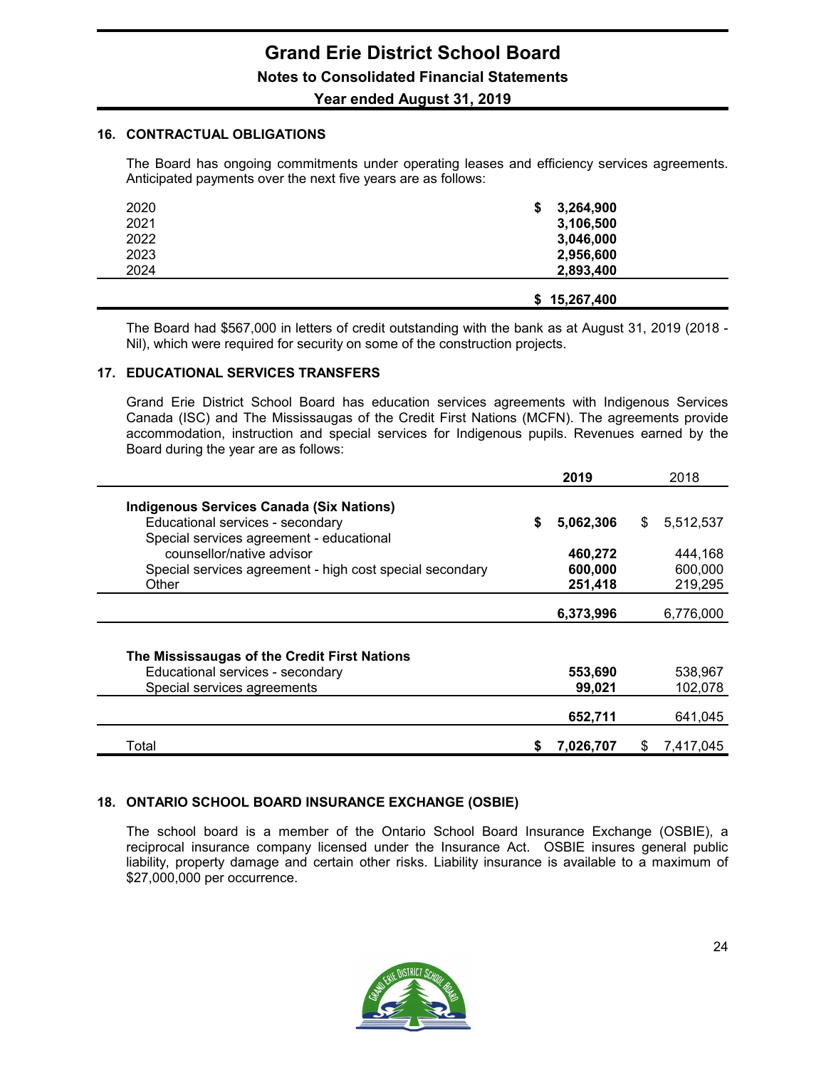## 16. CONTRACTUAL OBLIGATIONS

The Board has ongoing commitments under operating leases and efficiency services agreements. Anticipated payments over the next five years are as follows:

| Year | Amount |
|---|---|
| 2020 | **$ 3,264,900** |
| 2021 | **3,106,500** |
| 2022 | **3,046,000** |
| 2023 | **2,956,600** |
| 2024 | **2,893,400** |
| | **$ 15,267,400** |

The Board had $567,000 in letters of credit outstanding with the bank as at August 31, 2019 (2018 - Nil), which were required for security on some of the construction projects.

## 17. EDUCATIONAL SERVICES TRANSFERS

Grand Erie District School Board has education services agreements with Indigenous Services Canada (ISC) and The Mississaugas of the Credit First Nations (MCFN). The agreements provide accommodation, instruction and special services for Indigenous pupils. Revenues earned by the Board during the year are as follows:

| | 2019 | 2018 |
|---|---|---|
| **Indigenous Services Canada (Six Nations)** | | |
| Educational services - secondary | **$ 5,062,306** | $ 5,512,537 |
| Special services agreement - educational counsellor/native advisor | **460,272** | 444,168 |
| Special services agreement - high cost special secondary | **600,000** | 600,000 |
| Other | **251,418** | 219,295 |
| | **6,373,996** | 6,776,000 |
| **The Mississaugas of the Credit First Nations** | | |
| Educational services - secondary | **553,690** | 538,967 |
| Special services agreements | **99,021** | 102,078 |
| | **652,711** | 641,045 |
| Total | **$ 7,026,707** | $ 7,417,045 |

## 18. ONTARIO SCHOOL BOARD INSURANCE EXCHANGE (OSBIE)

The school board is a member of the Ontario School Board Insurance Exchange (OSBIE), a reciprocal insurance company licensed under the Insurance Act. OSBIE insures general public liability, property damage and certain other risks. Liability insurance is available to a maximum of $27,000,000 per occurrence.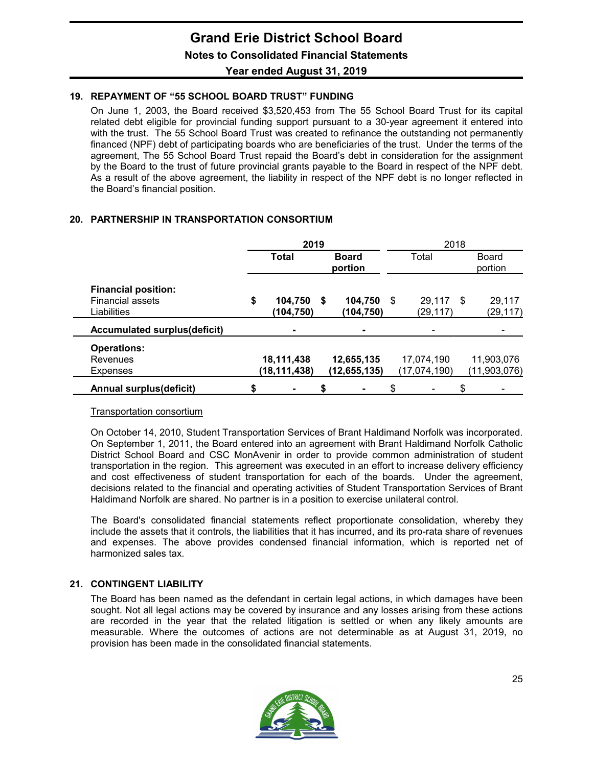## 19. REPAYMENT OF "55 SCHOOL BOARD TRUST" FUNDING

On June 1, 2003, the Board received $3,520,453 from The 55 School Board Trust for its capital related debt eligible for provincial funding support pursuant to a 30-year agreement it entered into with the trust. The 55 School Board Trust was created to refinance the outstanding not permanently financed (NPF) debt of participating boards who are beneficiaries of the trust. Under the terms of the agreement, The 55 School Board Trust repaid the Board's debt in consideration for the assignment by the Board to the trust of future provincial grants payable to the Board in respect of the NPF debt. As a result of the above agreement, the liability in respect of the NPF debt is no longer reflected in the Board's financial position.

## 20. PARTNERSHIP IN TRANSPORTATION CONSORTIUM

| | 2019 | | 2018 | |
|---|---|---|---|---|
| | **Total** | **Board portion** | Total | Board portion |
| **Financial position:** | | | | |
| Financial assets | $ 104,750 | $ 104,750 | $ 29,117 | $ 29,117 |
| Liabilities | (104,750) | (104,750) | (29,117) | (29,117) |
| **Accumulated surplus(deficit)** | - | - | - | - |
| **Operations:** | | | | |
| Revenues | 18,111,438 | 12,655,135 | 17,074,190 | 11,903,076 |
| Expenses | (18,111,438) | (12,655,135) | (17,074,190) | (11,903,076) |
| **Annual surplus(deficit)** | $ - | $ - | $ - | $ - |

Transportation consortium

On October 14, 2010, Student Transportation Services of Brant Haldimand Norfolk was incorporated. On September 1, 2011, the Board entered into an agreement with Brant Haldimand Norfolk Catholic District School Board and CSC MonAvenir in order to provide common administration of student transportation in the region. This agreement was executed in an effort to increase delivery efficiency and cost effectiveness of student transportation for each of the boards. Under the agreement, decisions related to the financial and operating activities of Student Transportation Services of Brant Haldimand Norfolk are shared. No partner is in a position to exercise unilateral control.

The Board's consolidated financial statements reflect proportionate consolidation, whereby they include the assets that it controls, the liabilities that it has incurred, and its pro-rata share of revenues and expenses. The above provides condensed financial information, which is reported net of harmonized sales tax.

## 21. CONTINGENT LIABILITY

The Board has been named as the defendant in certain legal actions, in which damages have been sought. Not all legal actions may be covered by insurance and any losses arising from these actions are recorded in the year that the related litigation is settled or when any likely amounts are measurable. Where the outcomes of actions are not determinable as at August 31, 2019, no provision has been made in the consolidated financial statements.